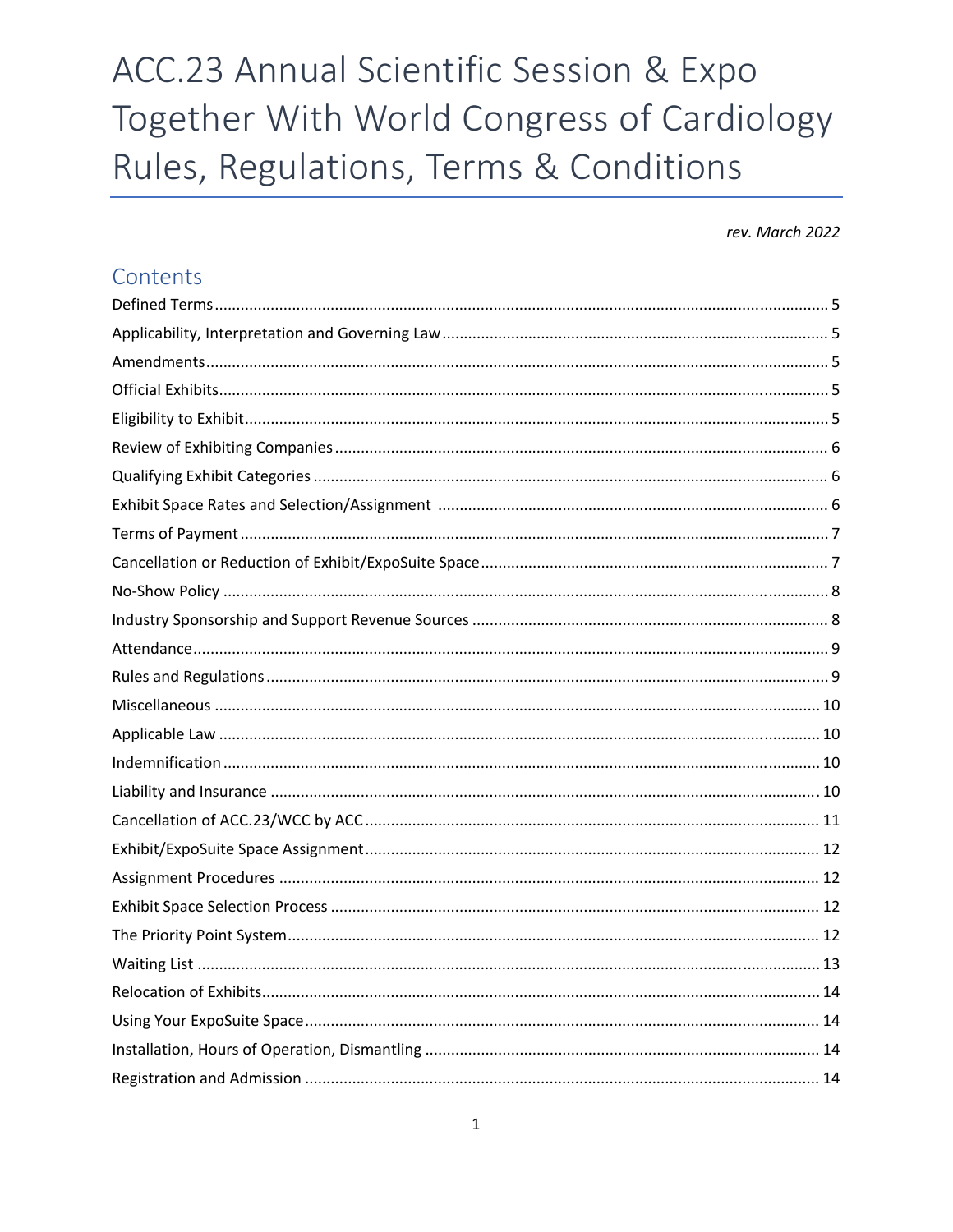# ACC.23 Annual Scientific Session & Expo Together With World Congress of Cardiology Rules, Regulations, Terms & Conditions

*rev. March 2022*

## Contents

Defined Terms .......... 5
Applicability, Interpretation and Governing Law .......... 5
Amendments .......... 5
Official Exhibits .......... 5
Eligibility to Exhibit .......... 5
Review of Exhibiting Companies .......... 6
Qualifying Exhibit Categories .......... 6
Exhibit Space Rates and Selection/Assignment .......... 6
Terms of Payment .......... 7
Cancellation or Reduction of Exhibit/ExpoSuite Space .......... 7
No-Show Policy .......... 8
Industry Sponsorship and Support Revenue Sources .......... 8
Attendance .......... 9
Rules and Regulations .......... 9
Miscellaneous .......... 10
Applicable Law .......... 10
Indemnification .......... 10
Liability and Insurance .......... 10
Cancellation of ACC.23/WCC by ACC .......... 11
Exhibit/ExpoSuite Space Assignment .......... 12
Assignment Procedures .......... 12
Exhibit Space Selection Process .......... 12
The Priority Point System .......... 12
Waiting List .......... 13
Relocation of Exhibits .......... 14
Using Your ExpoSuite Space .......... 14
Installation, Hours of Operation, Dismantling .......... 14
Registration and Admission .......... 14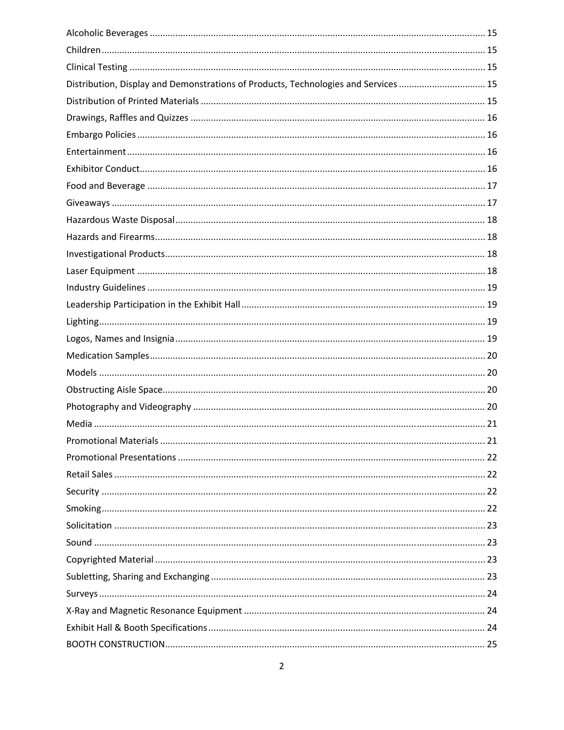Alcoholic Beverages ..................................................................................................................... 15
Children ........................................................................................................................................ 15
Clinical Testing ............................................................................................................................. 15
Distribution, Display and Demonstrations of Products, Technologies and Services ...................... 15
Distribution of Printed Materials ................................................................................................. 15
Drawings, Raffles and Quizzes ..................................................................................................... 16
Embargo Policies .......................................................................................................................... 16
Entertainment .............................................................................................................................. 16
Exhibitor Conduct ........................................................................................................................ 16
Food and Beverage ...................................................................................................................... 17
Giveaways .................................................................................................................................... 17
Hazardous Waste Disposal ........................................................................................................... 18
Hazards and Firearms .................................................................................................................. 18
Investigational Products ............................................................................................................... 18
Laser Equipment .......................................................................................................................... 18
Industry Guidelines ...................................................................................................................... 19
Leadership Participation in the Exhibit Hall ................................................................................. 19
Lighting ........................................................................................................................................ 19
Logos, Names and Insignia ........................................................................................................... 19
Medication Samples ..................................................................................................................... 20
Models ......................................................................................................................................... 20
Obstructing Aisle Space ................................................................................................................ 20
Photography and Videography .................................................................................................... 20
Media ........................................................................................................................................... 21
Promotional Materials ................................................................................................................. 21
Promotional Presentations ........................................................................................................... 22
Retail Sales ................................................................................................................................... 22
Security ........................................................................................................................................ 22
Smoking ........................................................................................................................................ 22
Solicitation ................................................................................................................................... 23
Sound ........................................................................................................................................... 23
Copyrighted Material ................................................................................................................... 23
Subletting, Sharing and Exchanging ............................................................................................. 23
Surveys ......................................................................................................................................... 24
X-Ray and Magnetic Resonance Equipment ................................................................................. 24
Exhibit Hall & Booth Specifications .............................................................................................. 24
BOOTH CONSTRUCTION ............................................................................................................... 25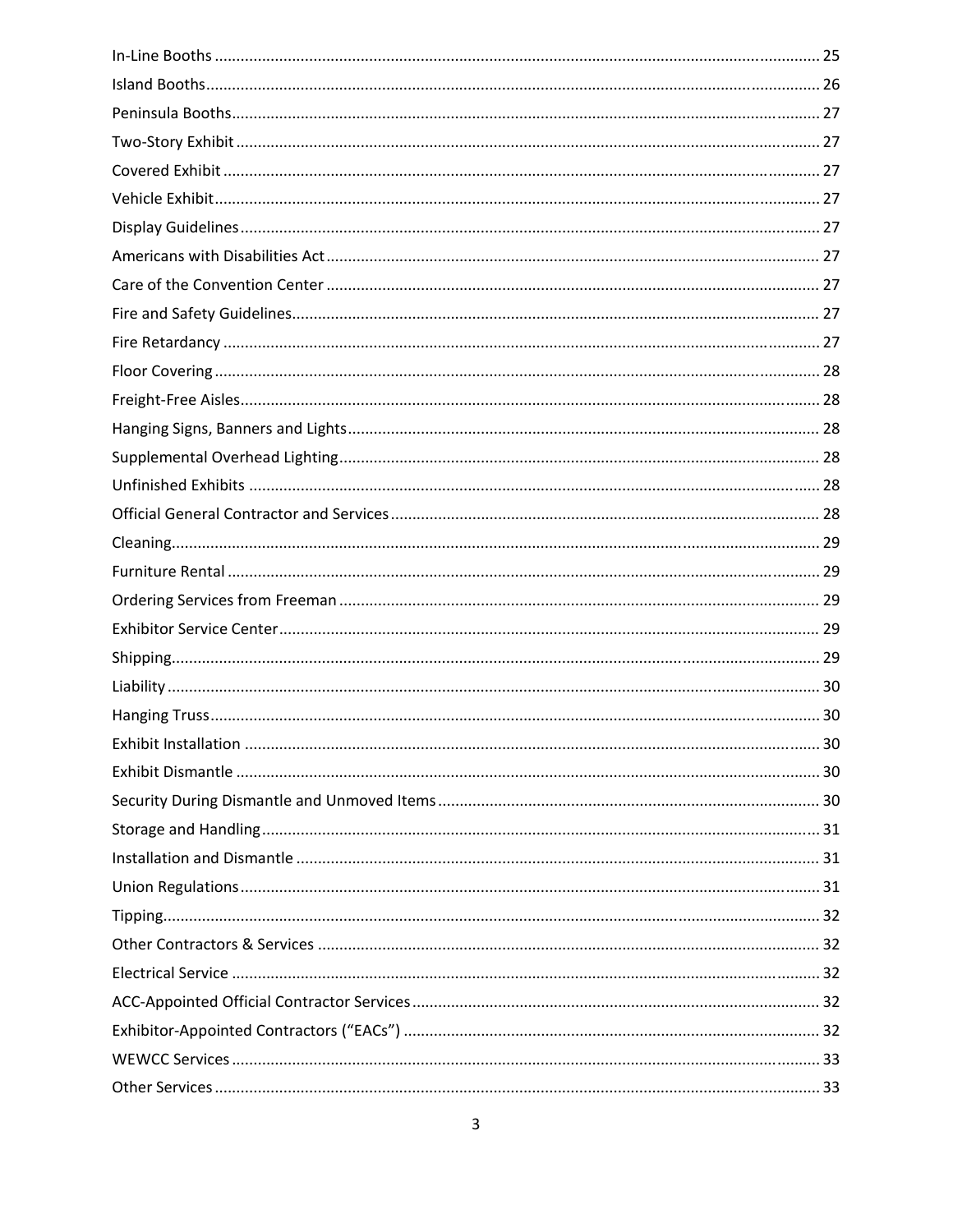In-Line Booths ........................................................................................................................ 25
Island Booths........................................................................................................................... 26
Peninsula Booths..................................................................................................................... 27
Two-Story Exhibit .................................................................................................................... 27
Covered Exhibit ....................................................................................................................... 27
Vehicle Exhibit......................................................................................................................... 27
Display Guidelines................................................................................................................... 27
Americans with Disabilities Act................................................................................................ 27
Care of the Convention Center ................................................................................................ 27
Fire and Safety Guidelines........................................................................................................ 27
Fire Retardancy ....................................................................................................................... 27
Floor Covering ......................................................................................................................... 28
Freight-Free Aisles................................................................................................................... 28
Hanging Signs, Banners and Lights........................................................................................... 28
Supplemental Overhead Lighting............................................................................................. 28
Unfinished Exhibits ................................................................................................................. 28
Official General Contractor and Services.................................................................................. 28
Cleaning................................................................................................................................... 29
Furniture Rental ...................................................................................................................... 29
Ordering Services from Freeman ............................................................................................. 29
Exhibitor Service Center........................................................................................................... 29
Shipping................................................................................................................................... 29
Liability ................................................................................................................................... 30
Hanging Truss.......................................................................................................................... 30
Exhibit Installation .................................................................................................................. 30
Exhibit Dismantle .................................................................................................................... 30
Security During Dismantle and Unmoved Items....................................................................... 30
Storage and Handling............................................................................................................... 31
Installation and Dismantle ....................................................................................................... 31
Union Regulations.................................................................................................................... 31
Tipping..................................................................................................................................... 32
Other Contractors & Services .................................................................................................. 32
Electrical Service ..................................................................................................................... 32
ACC-Appointed Official Contractor Services............................................................................. 32
Exhibitor-Appointed Contractors ("EACs") ............................................................................... 32
WEWCC Services...................................................................................................................... 33
Other Services.......................................................................................................................... 33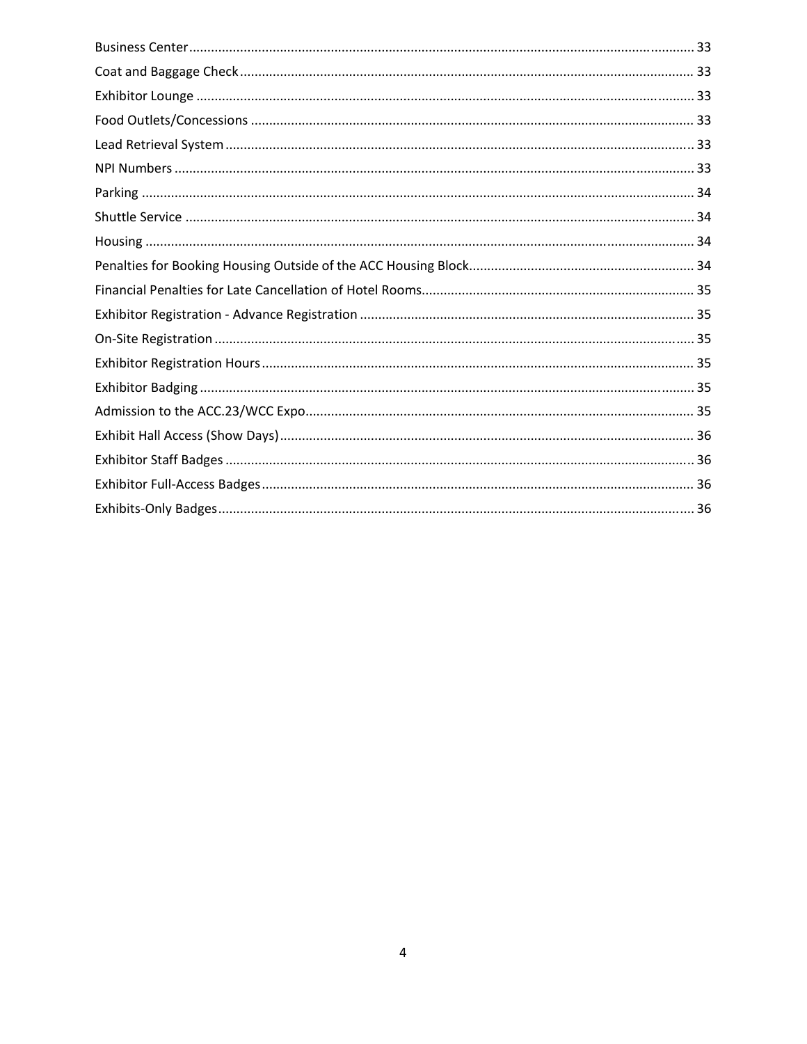Business Center ........ 33
Coat and Baggage Check ........ 33
Exhibitor Lounge ........ 33
Food Outlets/Concessions ........ 33
Lead Retrieval System ........ 33
NPI Numbers ........ 33
Parking ........ 34
Shuttle Service ........ 34
Housing ........ 34
Penalties for Booking Housing Outside of the ACC Housing Block ........ 34
Financial Penalties for Late Cancellation of Hotel Rooms ........ 35
Exhibitor Registration - Advance Registration ........ 35
On-Site Registration ........ 35
Exhibitor Registration Hours ........ 35
Exhibitor Badging ........ 35
Admission to the ACC.23/WCC Expo ........ 35
Exhibit Hall Access (Show Days) ........ 36
Exhibitor Staff Badges ........ 36
Exhibitor Full-Access Badges ........ 36
Exhibits-Only Badges ........ 36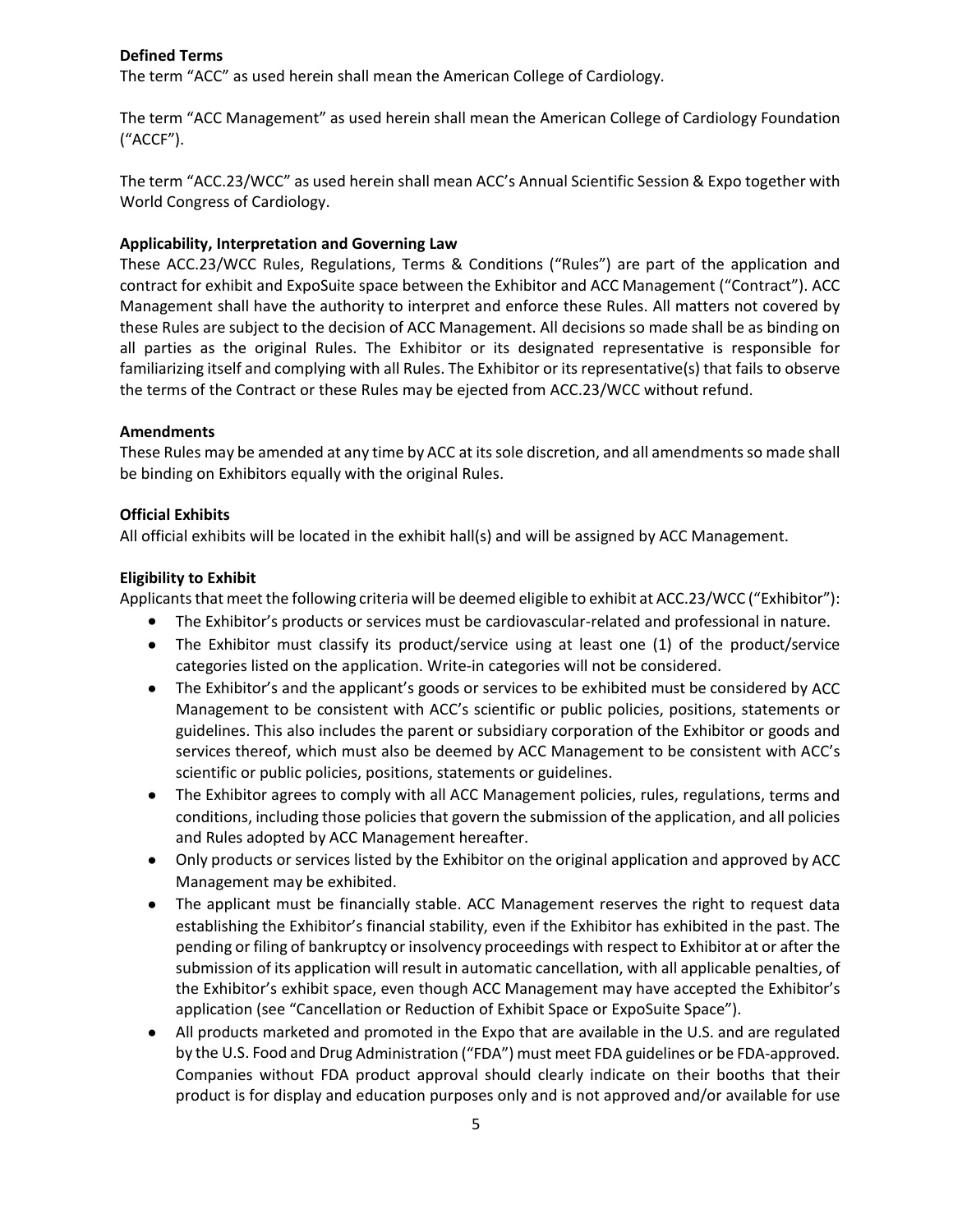**Defined Terms**

The term "ACC" as used herein shall mean the American College of Cardiology.

The term "ACC Management" as used herein shall mean the American College of Cardiology Foundation ("ACCF").

The term "ACC.23/WCC" as used herein shall mean ACC's Annual Scientific Session & Expo together with World Congress of Cardiology.

**Applicability, Interpretation and Governing Law**

These ACC.23/WCC Rules, Regulations, Terms & Conditions ("Rules") are part of the application and contract for exhibit and ExpoSuite space between the Exhibitor and ACC Management ("Contract"). ACC Management shall have the authority to interpret and enforce these Rules. All matters not covered by these Rules are subject to the decision of ACC Management. All decisions so made shall be as binding on all parties as the original Rules. The Exhibitor or its designated representative is responsible for familiarizing itself and complying with all Rules. The Exhibitor or its representative(s) that fails to observe the terms of the Contract or these Rules may be ejected from ACC.23/WCC without refund.

**Amendments**

These Rules may be amended at any time by ACC at its sole discretion, and all amendments so made shall be binding on Exhibitors equally with the original Rules.

**Official Exhibits**

All official exhibits will be located in the exhibit hall(s) and will be assigned by ACC Management.

**Eligibility to Exhibit**

Applicants that meet the following criteria will be deemed eligible to exhibit at ACC.23/WCC ("Exhibitor"):

- The Exhibitor's products or services must be cardiovascular-related and professional in nature.
- The Exhibitor must classify its product/service using at least one (1) of the product/service categories listed on the application. Write-in categories will not be considered.
- The Exhibitor's and the applicant's goods or services to be exhibited must be considered by ACC Management to be consistent with ACC's scientific or public policies, positions, statements or guidelines. This also includes the parent or subsidiary corporation of the Exhibitor or goods and services thereof, which must also be deemed by ACC Management to be consistent with ACC's scientific or public policies, positions, statements or guidelines.
- The Exhibitor agrees to comply with all ACC Management policies, rules, regulations, terms and conditions, including those policies that govern the submission of the application, and all policies and Rules adopted by ACC Management hereafter.
- Only products or services listed by the Exhibitor on the original application and approved by ACC Management may be exhibited.
- The applicant must be financially stable. ACC Management reserves the right to request data establishing the Exhibitor's financial stability, even if the Exhibitor has exhibited in the past. The pending or filing of bankruptcy or insolvency proceedings with respect to Exhibitor at or after the submission of its application will result in automatic cancellation, with all applicable penalties, of the Exhibitor's exhibit space, even though ACC Management may have accepted the Exhibitor's application (see "Cancellation or Reduction of Exhibit Space or ExpoSuite Space").
- All products marketed and promoted in the Expo that are available in the U.S. and are regulated by the U.S. Food and Drug Administration ("FDA") must meet FDA guidelines or be FDA-approved. Companies without FDA product approval should clearly indicate on their booths that their product is for display and education purposes only and is not approved and/or available for use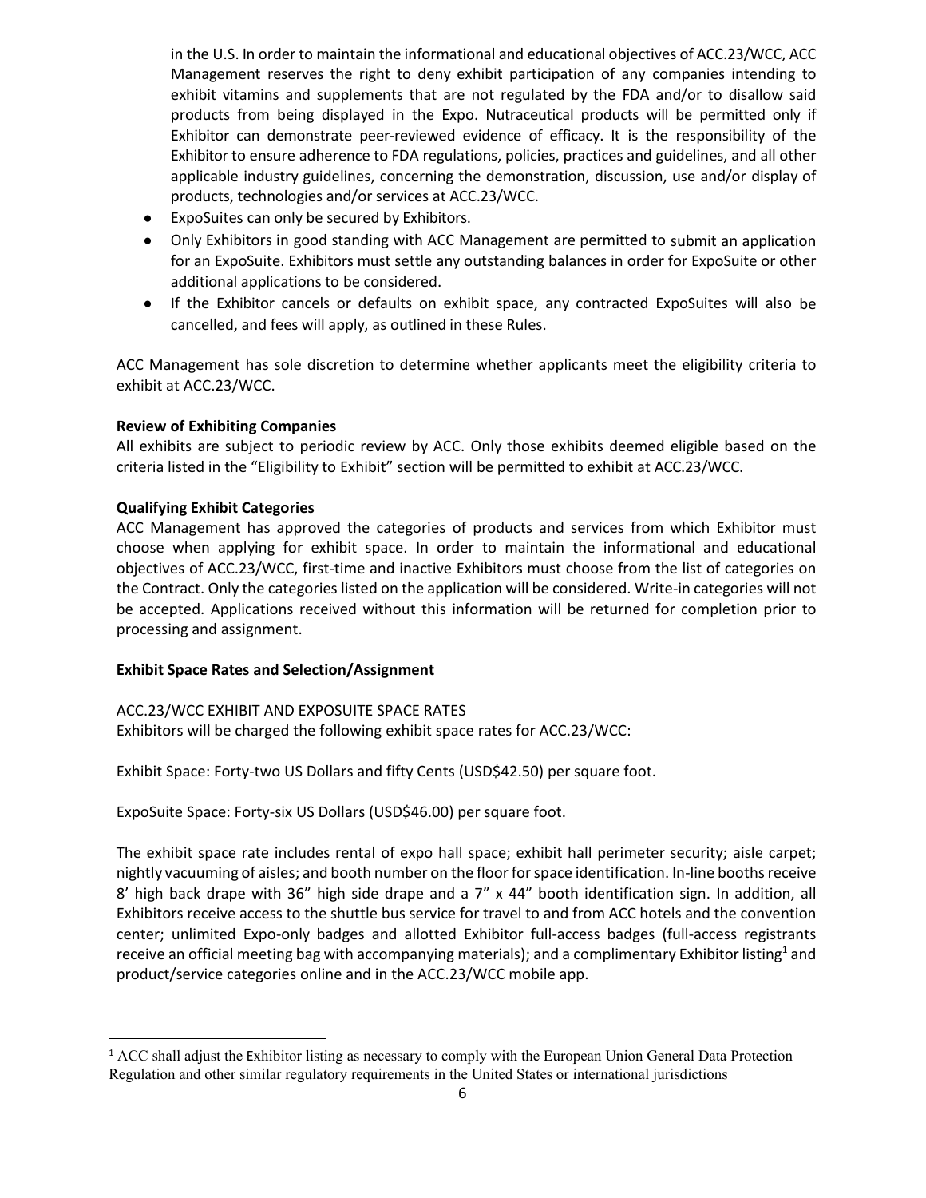in the U.S. In order to maintain the informational and educational objectives of ACC.23/WCC, ACC Management reserves the right to deny exhibit participation of any companies intending to exhibit vitamins and supplements that are not regulated by the FDA and/or to disallow said products from being displayed in the Expo. Nutraceutical products will be permitted only if Exhibitor can demonstrate peer-reviewed evidence of efficacy. It is the responsibility of the Exhibitor to ensure adherence to FDA regulations, policies, practices and guidelines, and all other applicable industry guidelines, concerning the demonstration, discussion, use and/or display of products, technologies and/or services at ACC.23/WCC.

- ExpoSuites can only be secured by Exhibitors.
- Only Exhibitors in good standing with ACC Management are permitted to submit an application for an ExpoSuite. Exhibitors must settle any outstanding balances in order for ExpoSuite or other additional applications to be considered.
- If the Exhibitor cancels or defaults on exhibit space, any contracted ExpoSuites will also be cancelled, and fees will apply, as outlined in these Rules.

ACC Management has sole discretion to determine whether applicants meet the eligibility criteria to exhibit at ACC.23/WCC.

**Review of Exhibiting Companies**

All exhibits are subject to periodic review by ACC. Only those exhibits deemed eligible based on the criteria listed in the "Eligibility to Exhibit" section will be permitted to exhibit at ACC.23/WCC.

**Qualifying Exhibit Categories**

ACC Management has approved the categories of products and services from which Exhibitor must choose when applying for exhibit space. In order to maintain the informational and educational objectives of ACC.23/WCC, first-time and inactive Exhibitors must choose from the list of categories on the Contract. Only the categories listed on the application will be considered. Write-in categories will not be accepted. Applications received without this information will be returned for completion prior to processing and assignment.

**Exhibit Space Rates and Selection/Assignment**

ACC.23/WCC EXHIBIT AND EXPOSUITE SPACE RATES

Exhibitors will be charged the following exhibit space rates for ACC.23/WCC:

Exhibit Space: Forty-two US Dollars and fifty Cents (USD$42.50) per square foot.

ExpoSuite Space: Forty-six US Dollars (USD$46.00) per square foot.

The exhibit space rate includes rental of expo hall space; exhibit hall perimeter security; aisle carpet; nightly vacuuming of aisles; and booth number on the floor for space identification. In-line booths receive 8' high back drape with 36" high side drape and a 7" x 44" booth identification sign. In addition, all Exhibitors receive access to the shuttle bus service for travel to and from ACC hotels and the convention center; unlimited Expo-only badges and allotted Exhibitor full-access badges (full-access registrants receive an official meeting bag with accompanying materials); and a complimentary Exhibitor listing[1] and product/service categories online and in the ACC.23/WCC mobile app.

[1] ACC shall adjust the Exhibitor listing as necessary to comply with the European Union General Data Protection Regulation and other similar regulatory requirements in the United States or international jurisdictions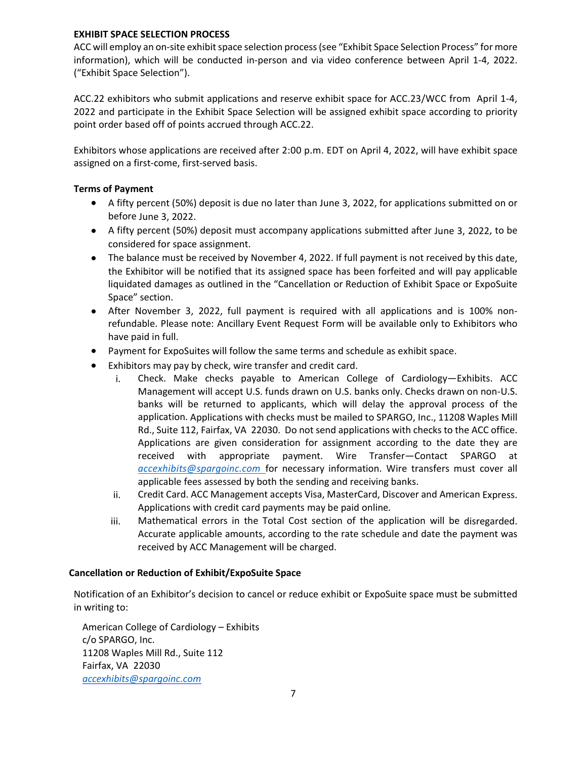**EXHIBIT SPACE SELECTION PROCESS**

ACC will employ an on-site exhibit space selection process (see "Exhibit Space Selection Process" for more information), which will be conducted in-person and via video conference between April 1-4, 2022. ("Exhibit Space Selection").

ACC.22 exhibitors who submit applications and reserve exhibit space for ACC.23/WCC from April 1-4, 2022 and participate in the Exhibit Space Selection will be assigned exhibit space according to priority point order based off of points accrued through ACC.22.

Exhibitors whose applications are received after 2:00 p.m. EDT on April 4, 2022, will have exhibit space assigned on a first-come, first-served basis.

**Terms of Payment**

- A fifty percent (50%) deposit is due no later than June 3, 2022, for applications submitted on or before June 3, 2022.
- A fifty percent (50%) deposit must accompany applications submitted after June 3, 2022, to be considered for space assignment.
- The balance must be received by November 4, 2022. If full payment is not received by this date, the Exhibitor will be notified that its assigned space has been forfeited and will pay applicable liquidated damages as outlined in the "Cancellation or Reduction of Exhibit Space or ExpoSuite Space" section.
- After November 3, 2022, full payment is required with all applications and is 100% non-refundable. Please note: Ancillary Event Request Form will be available only to Exhibitors who have paid in full.
- Payment for ExpoSuites will follow the same terms and schedule as exhibit space.
- Exhibitors may pay by check, wire transfer and credit card.
    i. Check. Make checks payable to American College of Cardiology—Exhibits. ACC Management will accept U.S. funds drawn on U.S. banks only. Checks drawn on non-U.S. banks will be returned to applicants, which will delay the approval process of the application. Applications with checks must be mailed to SPARGO, Inc., 11208 Waples Mill Rd., Suite 112, Fairfax, VA 22030. Do not send applications with checks to the ACC office. Applications are given consideration for assignment according to the date they are received with appropriate payment. Wire Transfer—Contact SPARGO at *accexhibits@spargoinc.com* for necessary information. Wire transfers must cover all applicable fees assessed by both the sending and receiving banks.
    ii. Credit Card. ACC Management accepts Visa, MasterCard, Discover and American Express. Applications with credit card payments may be paid online.
    iii. Mathematical errors in the Total Cost section of the application will be disregarded. Accurate applicable amounts, according to the rate schedule and date the payment was received by ACC Management will be charged.

**Cancellation or Reduction of Exhibit/ExpoSuite Space**

Notification of an Exhibitor's decision to cancel or reduce exhibit or ExpoSuite space must be submitted in writing to:

American College of Cardiology – Exhibits
c/o SPARGO, Inc.
11208 Waples Mill Rd., Suite 112
Fairfax, VA 22030
*accexhibits@spargoinc.com*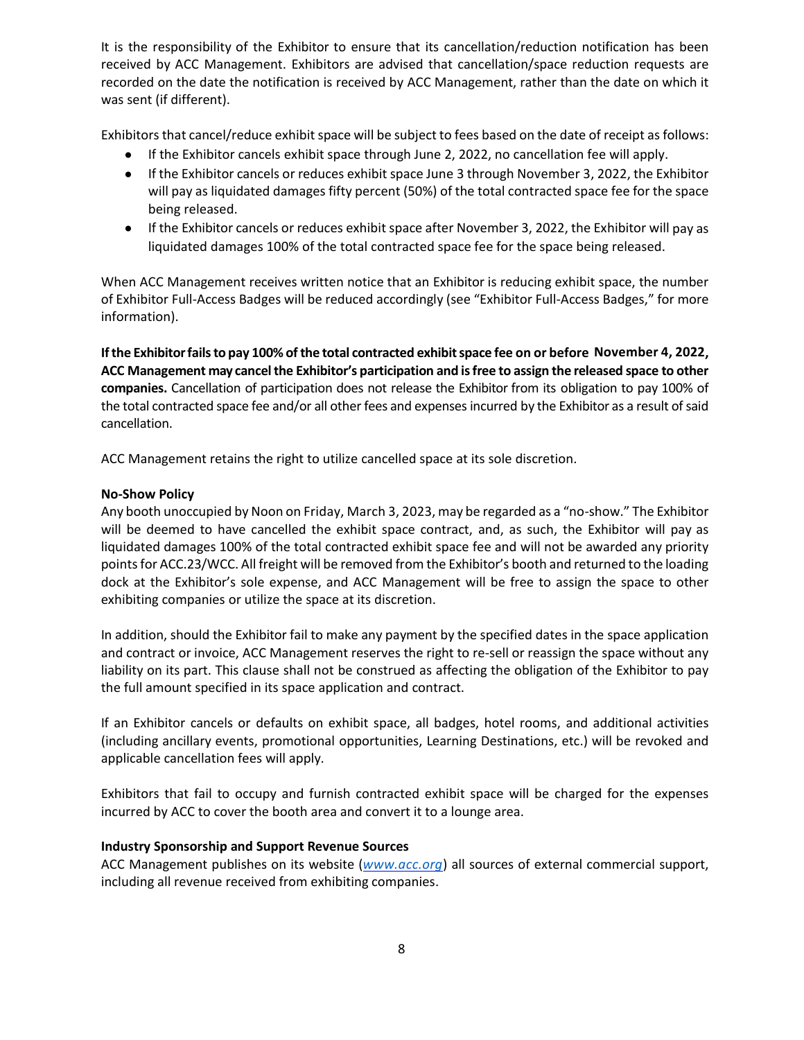It is the responsibility of the Exhibitor to ensure that its cancellation/reduction notification has been received by ACC Management. Exhibitors are advised that cancellation/space reduction requests are recorded on the date the notification is received by ACC Management, rather than the date on which it was sent (if different).

Exhibitors that cancel/reduce exhibit space will be subject to fees based on the date of receipt as follows:

- If the Exhibitor cancels exhibit space through June 2, 2022, no cancellation fee will apply.
- If the Exhibitor cancels or reduces exhibit space June 3 through November 3, 2022, the Exhibitor will pay as liquidated damages fifty percent (50%) of the total contracted space fee for the space being released.
- If the Exhibitor cancels or reduces exhibit space after November 3, 2022, the Exhibitor will pay as liquidated damages 100% of the total contracted space fee for the space being released.

When ACC Management receives written notice that an Exhibitor is reducing exhibit space, the number of Exhibitor Full-Access Badges will be reduced accordingly (see "Exhibitor Full-Access Badges," for more information).

**If the Exhibitor fails to pay 100% of the total contracted exhibit space fee on or before November 4, 2022, ACC Management may cancel the Exhibitor's participation and is free to assign the released space to other companies.** Cancellation of participation does not release the Exhibitor from its obligation to pay 100% of the total contracted space fee and/or all other fees and expenses incurred by the Exhibitor as a result of said cancellation.

ACC Management retains the right to utilize cancelled space at its sole discretion.

**No-Show Policy**

Any booth unoccupied by Noon on Friday, March 3, 2023, may be regarded as a "no-show." The Exhibitor will be deemed to have cancelled the exhibit space contract, and, as such, the Exhibitor will pay as liquidated damages 100% of the total contracted exhibit space fee and will not be awarded any priority points for ACC.23/WCC. All freight will be removed from the Exhibitor's booth and returned to the loading dock at the Exhibitor's sole expense, and ACC Management will be free to assign the space to other exhibiting companies or utilize the space at its discretion.

In addition, should the Exhibitor fail to make any payment by the specified dates in the space application and contract or invoice, ACC Management reserves the right to re-sell or reassign the space without any liability on its part. This clause shall not be construed as affecting the obligation of the Exhibitor to pay the full amount specified in its space application and contract.

If an Exhibitor cancels or defaults on exhibit space, all badges, hotel rooms, and additional activities (including ancillary events, promotional opportunities, Learning Destinations, etc.) will be revoked and applicable cancellation fees will apply.

Exhibitors that fail to occupy and furnish contracted exhibit space will be charged for the expenses incurred by ACC to cover the booth area and convert it to a lounge area.

**Industry Sponsorship and Support Revenue Sources**

ACC Management publishes on its website (*www.acc.org*) all sources of external commercial support, including all revenue received from exhibiting companies.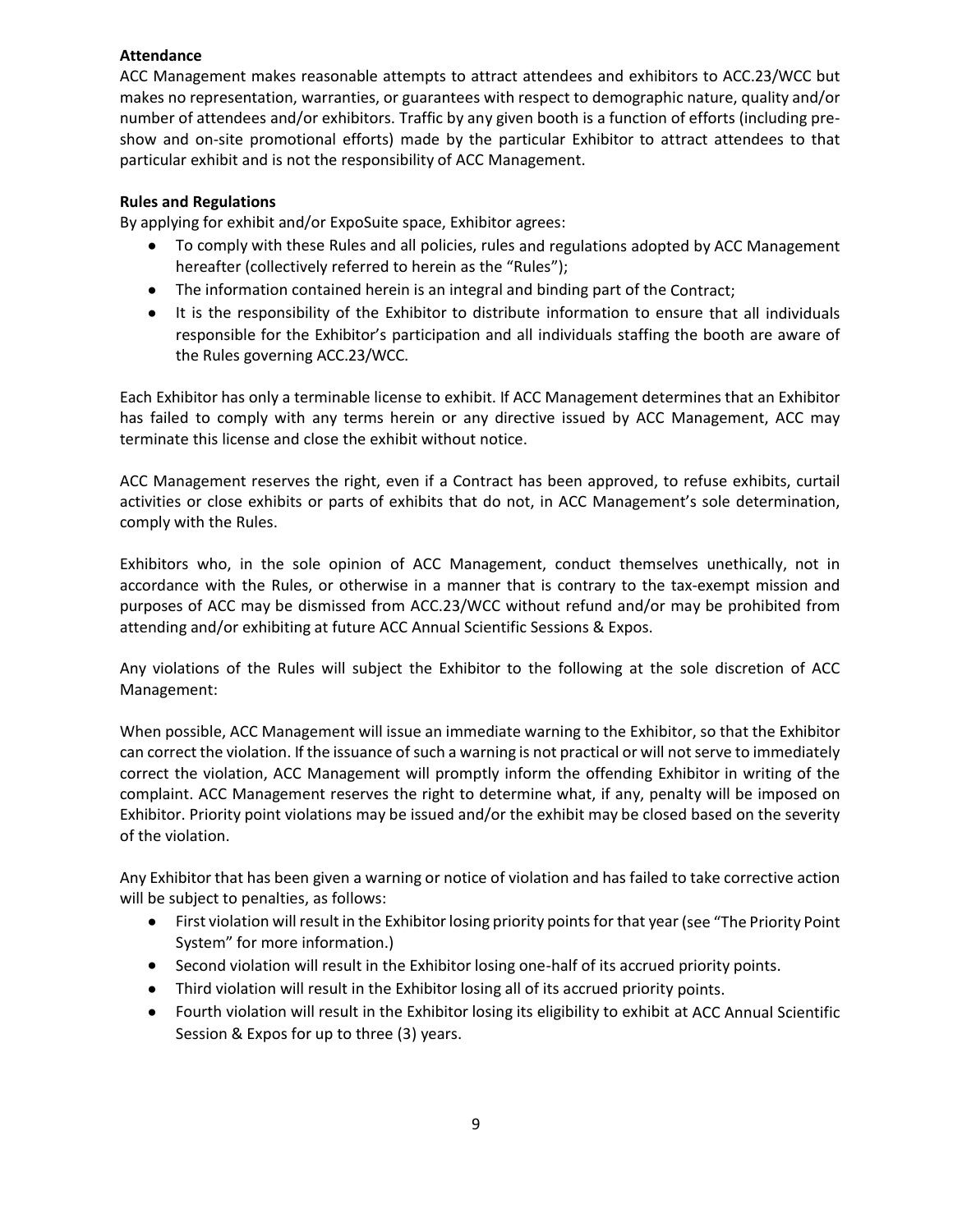**Attendance**

ACC Management makes reasonable attempts to attract attendees and exhibitors to ACC.23/WCC but makes no representation, warranties, or guarantees with respect to demographic nature, quality and/or number of attendees and/or exhibitors. Traffic by any given booth is a function of efforts (including pre-show and on-site promotional efforts) made by the particular Exhibitor to attract attendees to that particular exhibit and is not the responsibility of ACC Management.

**Rules and Regulations**

By applying for exhibit and/or ExpoSuite space, Exhibitor agrees:

- To comply with these Rules and all policies, rules and regulations adopted by ACC Management hereafter (collectively referred to herein as the "Rules");
- The information contained herein is an integral and binding part of the Contract;
- It is the responsibility of the Exhibitor to distribute information to ensure that all individuals responsible for the Exhibitor's participation and all individuals staffing the booth are aware of the Rules governing ACC.23/WCC.

Each Exhibitor has only a terminable license to exhibit. If ACC Management determines that an Exhibitor has failed to comply with any terms herein or any directive issued by ACC Management, ACC may terminate this license and close the exhibit without notice.

ACC Management reserves the right, even if a Contract has been approved, to refuse exhibits, curtail activities or close exhibits or parts of exhibits that do not, in ACC Management's sole determination, comply with the Rules.

Exhibitors who, in the sole opinion of ACC Management, conduct themselves unethically, not in accordance with the Rules, or otherwise in a manner that is contrary to the tax-exempt mission and purposes of ACC may be dismissed from ACC.23/WCC without refund and/or may be prohibited from attending and/or exhibiting at future ACC Annual Scientific Sessions & Expos.

Any violations of the Rules will subject the Exhibitor to the following at the sole discretion of ACC Management:

When possible, ACC Management will issue an immediate warning to the Exhibitor, so that the Exhibitor can correct the violation. If the issuance of such a warning is not practical or will not serve to immediately correct the violation, ACC Management will promptly inform the offending Exhibitor in writing of the complaint. ACC Management reserves the right to determine what, if any, penalty will be imposed on Exhibitor. Priority point violations may be issued and/or the exhibit may be closed based on the severity of the violation.

Any Exhibitor that has been given a warning or notice of violation and has failed to take corrective action will be subject to penalties, as follows:

- First violation will result in the Exhibitor losing priority points for that year (see "The Priority Point System" for more information.)
- Second violation will result in the Exhibitor losing one-half of its accrued priority points.
- Third violation will result in the Exhibitor losing all of its accrued priority points.
- Fourth violation will result in the Exhibitor losing its eligibility to exhibit at ACC Annual Scientific Session & Expos for up to three (3) years.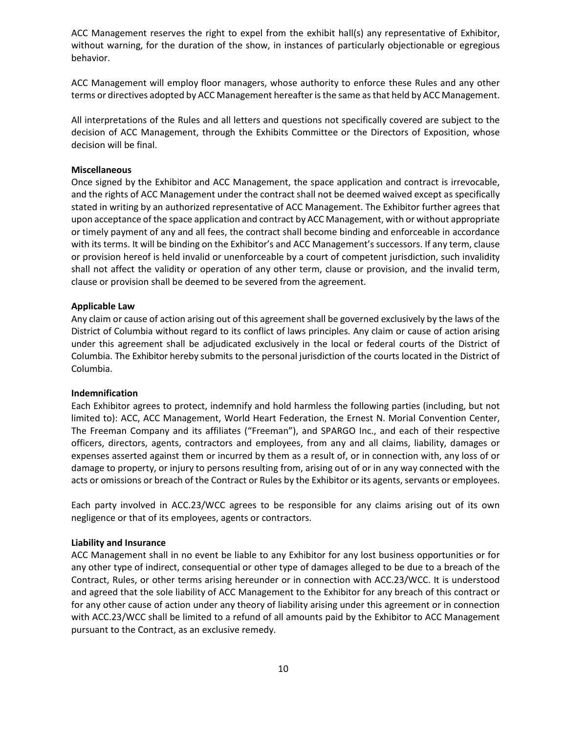ACC Management reserves the right to expel from the exhibit hall(s) any representative of Exhibitor, without warning, for the duration of the show, in instances of particularly objectionable or egregious behavior.

ACC Management will employ floor managers, whose authority to enforce these Rules and any other terms or directives adopted by ACC Management hereafter is the same as that held by ACC Management.

All interpretations of the Rules and all letters and questions not specifically covered are subject to the decision of ACC Management, through the Exhibits Committee or the Directors of Exposition, whose decision will be final.

**Miscellaneous**

Once signed by the Exhibitor and ACC Management, the space application and contract is irrevocable, and the rights of ACC Management under the contract shall not be deemed waived except as specifically stated in writing by an authorized representative of ACC Management. The Exhibitor further agrees that upon acceptance of the space application and contract by ACC Management, with or without appropriate or timely payment of any and all fees, the contract shall become binding and enforceable in accordance with its terms. It will be binding on the Exhibitor's and ACC Management's successors. If any term, clause or provision hereof is held invalid or unenforceable by a court of competent jurisdiction, such invalidity shall not affect the validity or operation of any other term, clause or provision, and the invalid term, clause or provision shall be deemed to be severed from the agreement.

**Applicable Law**

Any claim or cause of action arising out of this agreement shall be governed exclusively by the laws of the District of Columbia without regard to its conflict of laws principles. Any claim or cause of action arising under this agreement shall be adjudicated exclusively in the local or federal courts of the District of Columbia. The Exhibitor hereby submits to the personal jurisdiction of the courts located in the District of Columbia.

**Indemnification**

Each Exhibitor agrees to protect, indemnify and hold harmless the following parties (including, but not limited to): ACC, ACC Management, World Heart Federation, the Ernest N. Morial Convention Center, The Freeman Company and its affiliates ("Freeman"), and SPARGO Inc., and each of their respective officers, directors, agents, contractors and employees, from any and all claims, liability, damages or expenses asserted against them or incurred by them as a result of, or in connection with, any loss of or damage to property, or injury to persons resulting from, arising out of or in any way connected with the acts or omissions or breach of the Contract or Rules by the Exhibitor or its agents, servants or employees.

Each party involved in ACC.23/WCC agrees to be responsible for any claims arising out of its own negligence or that of its employees, agents or contractors.

**Liability and Insurance**

ACC Management shall in no event be liable to any Exhibitor for any lost business opportunities or for any other type of indirect, consequential or other type of damages alleged to be due to a breach of the Contract, Rules, or other terms arising hereunder or in connection with ACC.23/WCC. It is understood and agreed that the sole liability of ACC Management to the Exhibitor for any breach of this contract or for any other cause of action under any theory of liability arising under this agreement or in connection with ACC.23/WCC shall be limited to a refund of all amounts paid by the Exhibitor to ACC Management pursuant to the Contract, as an exclusive remedy.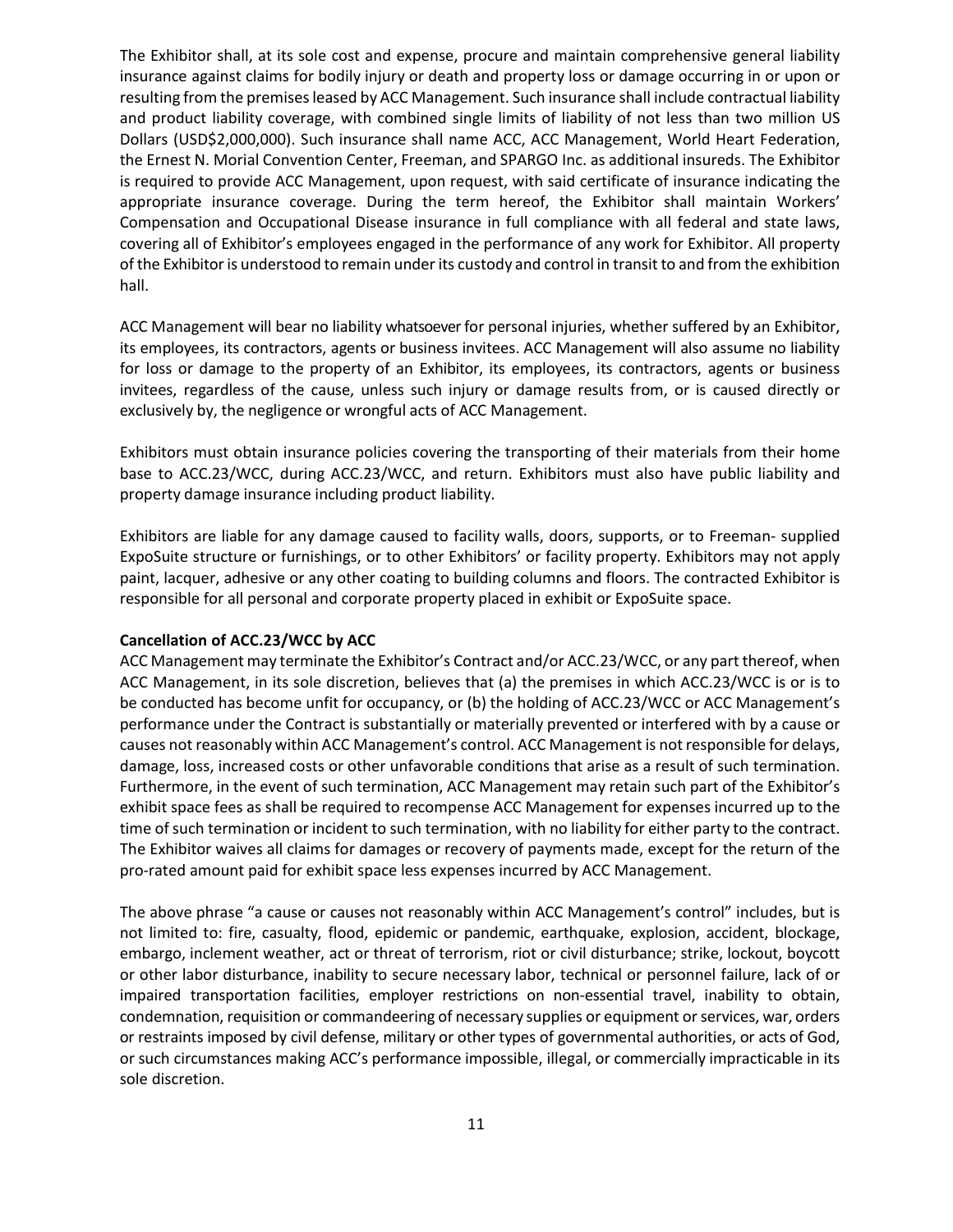The Exhibitor shall, at its sole cost and expense, procure and maintain comprehensive general liability insurance against claims for bodily injury or death and property loss or damage occurring in or upon or resulting from the premises leased by ACC Management. Such insurance shall include contractual liability and product liability coverage, with combined single limits of liability of not less than two million US Dollars (USD$2,000,000). Such insurance shall name ACC, ACC Management, World Heart Federation, the Ernest N. Morial Convention Center, Freeman, and SPARGO Inc. as additional insureds. The Exhibitor is required to provide ACC Management, upon request, with said certificate of insurance indicating the appropriate insurance coverage. During the term hereof, the Exhibitor shall maintain Workers' Compensation and Occupational Disease insurance in full compliance with all federal and state laws, covering all of Exhibitor's employees engaged in the performance of any work for Exhibitor. All property of the Exhibitor is understood to remain under its custody and control in transit to and from the exhibition hall.

ACC Management will bear no liability whatsoever for personal injuries, whether suffered by an Exhibitor, its employees, its contractors, agents or business invitees. ACC Management will also assume no liability for loss or damage to the property of an Exhibitor, its employees, its contractors, agents or business invitees, regardless of the cause, unless such injury or damage results from, or is caused directly or exclusively by, the negligence or wrongful acts of ACC Management.

Exhibitors must obtain insurance policies covering the transporting of their materials from their home base to ACC.23/WCC, during ACC.23/WCC, and return. Exhibitors must also have public liability and property damage insurance including product liability.

Exhibitors are liable for any damage caused to facility walls, doors, supports, or to Freeman- supplied ExpoSuite structure or furnishings, or to other Exhibitors' or facility property. Exhibitors may not apply paint, lacquer, adhesive or any other coating to building columns and floors. The contracted Exhibitor is responsible for all personal and corporate property placed in exhibit or ExpoSuite space.

**Cancellation of ACC.23/WCC by ACC**

ACC Management may terminate the Exhibitor's Contract and/or ACC.23/WCC, or any part thereof, when ACC Management, in its sole discretion, believes that (a) the premises in which ACC.23/WCC is or is to be conducted has become unfit for occupancy, or (b) the holding of ACC.23/WCC or ACC Management's performance under the Contract is substantially or materially prevented or interfered with by a cause or causes not reasonably within ACC Management's control. ACC Management is not responsible for delays, damage, loss, increased costs or other unfavorable conditions that arise as a result of such termination. Furthermore, in the event of such termination, ACC Management may retain such part of the Exhibitor's exhibit space fees as shall be required to recompense ACC Management for expenses incurred up to the time of such termination or incident to such termination, with no liability for either party to the contract. The Exhibitor waives all claims for damages or recovery of payments made, except for the return of the pro-rated amount paid for exhibit space less expenses incurred by ACC Management.

The above phrase "a cause or causes not reasonably within ACC Management's control" includes, but is not limited to: fire, casualty, flood, epidemic or pandemic, earthquake, explosion, accident, blockage, embargo, inclement weather, act or threat of terrorism, riot or civil disturbance; strike, lockout, boycott or other labor disturbance, inability to secure necessary labor, technical or personnel failure, lack of or impaired transportation facilities, employer restrictions on non-essential travel, inability to obtain, condemnation, requisition or commandeering of necessary supplies or equipment or services, war, orders or restraints imposed by civil defense, military or other types of governmental authorities, or acts of God, or such circumstances making ACC's performance impossible, illegal, or commercially impracticable in its sole discretion.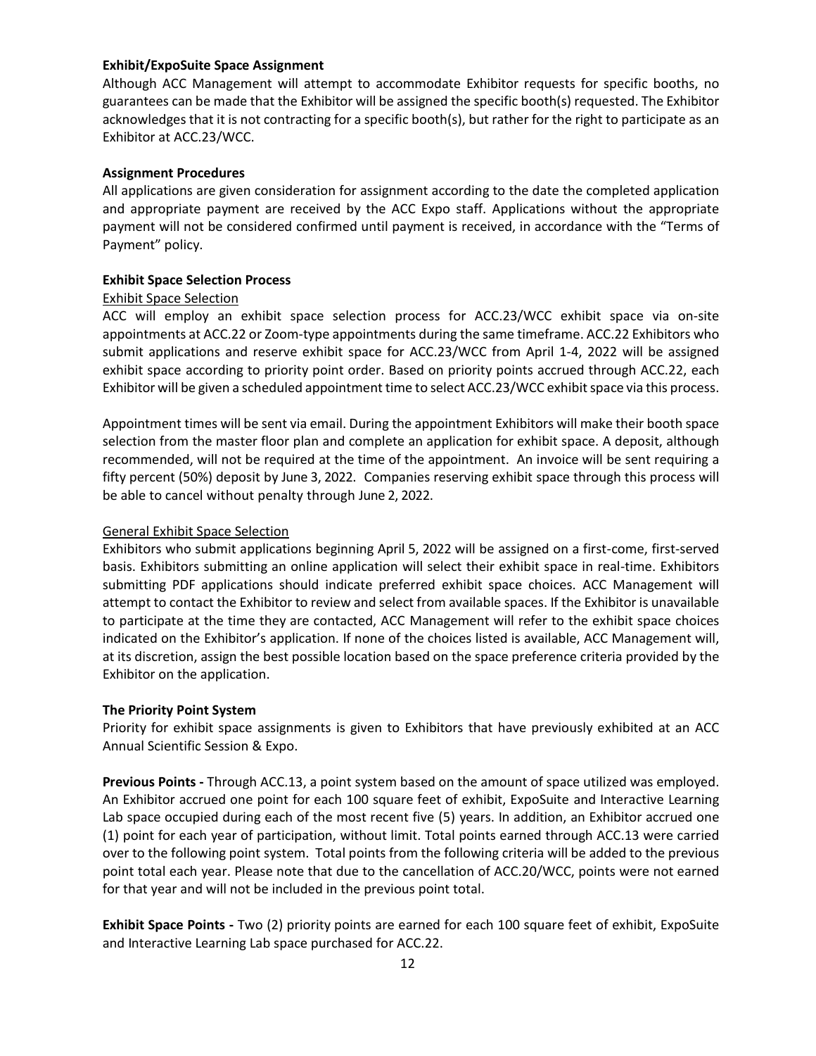**Exhibit/ExpoSuite Space Assignment**

Although ACC Management will attempt to accommodate Exhibitor requests for specific booths, no guarantees can be made that the Exhibitor will be assigned the specific booth(s) requested. The Exhibitor acknowledges that it is not contracting for a specific booth(s), but rather for the right to participate as an Exhibitor at ACC.23/WCC.

**Assignment Procedures**

All applications are given consideration for assignment according to the date the completed application and appropriate payment are received by the ACC Expo staff. Applications without the appropriate payment will not be considered confirmed until payment is received, in accordance with the "Terms of Payment" policy.

**Exhibit Space Selection Process**

Exhibit Space Selection

ACC will employ an exhibit space selection process for ACC.23/WCC exhibit space via on-site appointments at ACC.22 or Zoom-type appointments during the same timeframe. ACC.22 Exhibitors who submit applications and reserve exhibit space for ACC.23/WCC from April 1-4, 2022 will be assigned exhibit space according to priority point order. Based on priority points accrued through ACC.22, each Exhibitor will be given a scheduled appointment time to select ACC.23/WCC exhibit space via this process.

Appointment times will be sent via email. During the appointment Exhibitors will make their booth space selection from the master floor plan and complete an application for exhibit space. A deposit, although recommended, will not be required at the time of the appointment. An invoice will be sent requiring a fifty percent (50%) deposit by June 3, 2022. Companies reserving exhibit space through this process will be able to cancel without penalty through June 2, 2022.

General Exhibit Space Selection

Exhibitors who submit applications beginning April 5, 2022 will be assigned on a first-come, first-served basis. Exhibitors submitting an online application will select their exhibit space in real-time. Exhibitors submitting PDF applications should indicate preferred exhibit space choices. ACC Management will attempt to contact the Exhibitor to review and select from available spaces. If the Exhibitor is unavailable to participate at the time they are contacted, ACC Management will refer to the exhibit space choices indicated on the Exhibitor's application. If none of the choices listed is available, ACC Management will, at its discretion, assign the best possible location based on the space preference criteria provided by the Exhibitor on the application.

**The Priority Point System**

Priority for exhibit space assignments is given to Exhibitors that have previously exhibited at an ACC Annual Scientific Session & Expo.

**Previous Points -** Through ACC.13, a point system based on the amount of space utilized was employed. An Exhibitor accrued one point for each 100 square feet of exhibit, ExpoSuite and Interactive Learning Lab space occupied during each of the most recent five (5) years. In addition, an Exhibitor accrued one (1) point for each year of participation, without limit. Total points earned through ACC.13 were carried over to the following point system. Total points from the following criteria will be added to the previous point total each year. Please note that due to the cancellation of ACC.20/WCC, points were not earned for that year and will not be included in the previous point total.

**Exhibit Space Points -** Two (2) priority points are earned for each 100 square feet of exhibit, ExpoSuite and Interactive Learning Lab space purchased for ACC.22.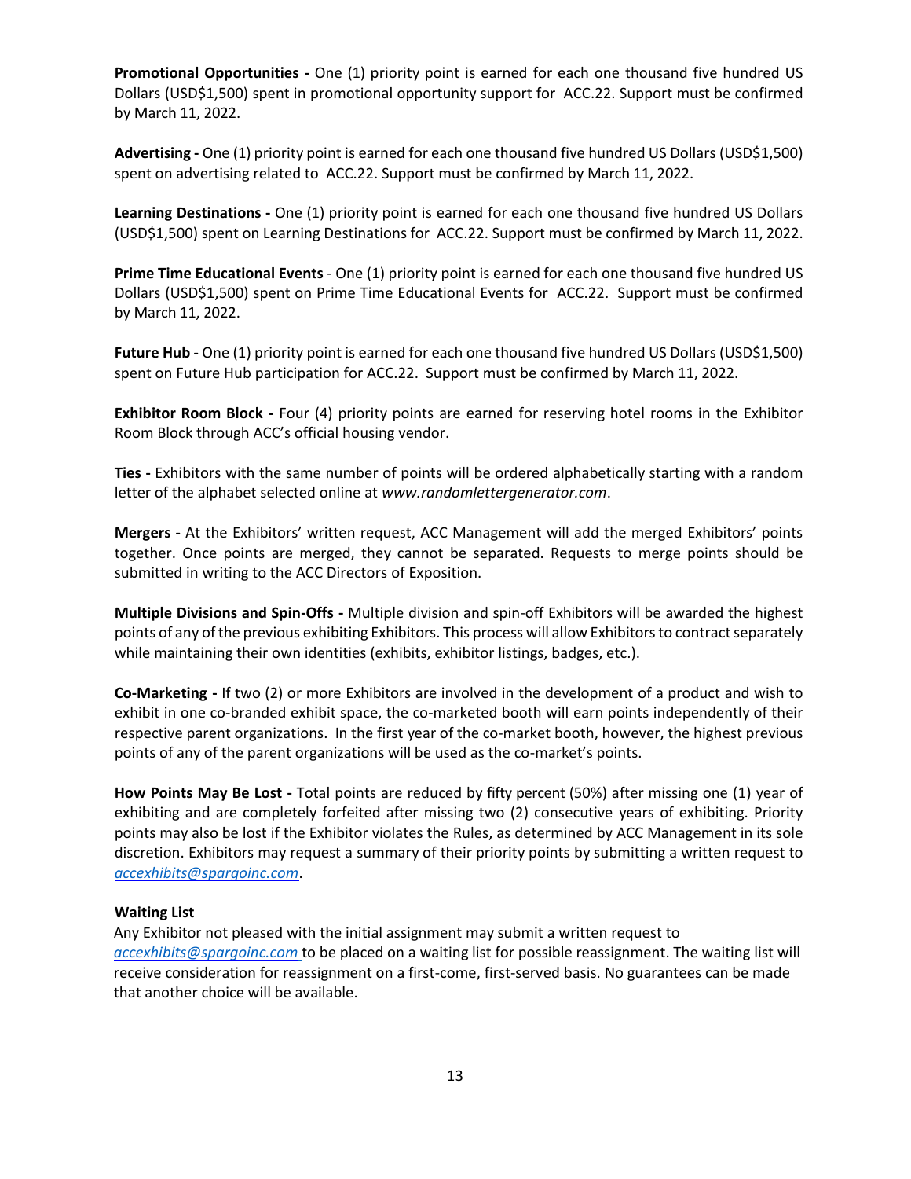**Promotional Opportunities -** One (1) priority point is earned for each one thousand five hundred US Dollars (USD$1,500) spent in promotional opportunity support for ACC.22. Support must be confirmed by March 11, 2022.

**Advertising -** One (1) priority point is earned for each one thousand five hundred US Dollars (USD$1,500) spent on advertising related to ACC.22. Support must be confirmed by March 11, 2022.

**Learning Destinations -** One (1) priority point is earned for each one thousand five hundred US Dollars (USD$1,500) spent on Learning Destinations for ACC.22. Support must be confirmed by March 11, 2022.

**Prime Time Educational Events** - One (1) priority point is earned for each one thousand five hundred US Dollars (USD$1,500) spent on Prime Time Educational Events for ACC.22. Support must be confirmed by March 11, 2022.

**Future Hub -** One (1) priority point is earned for each one thousand five hundred US Dollars (USD$1,500) spent on Future Hub participation for ACC.22. Support must be confirmed by March 11, 2022.

**Exhibitor Room Block -** Four (4) priority points are earned for reserving hotel rooms in the Exhibitor Room Block through ACC's official housing vendor.

**Ties -** Exhibitors with the same number of points will be ordered alphabetically starting with a random letter of the alphabet selected online at *www.randomlettergenerator.com*.

**Mergers -** At the Exhibitors' written request, ACC Management will add the merged Exhibitors' points together. Once points are merged, they cannot be separated. Requests to merge points should be submitted in writing to the ACC Directors of Exposition.

**Multiple Divisions and Spin-Offs -** Multiple division and spin-off Exhibitors will be awarded the highest points of any of the previous exhibiting Exhibitors. This process will allow Exhibitors to contract separately while maintaining their own identities (exhibits, exhibitor listings, badges, etc.).

**Co-Marketing -** If two (2) or more Exhibitors are involved in the development of a product and wish to exhibit in one co-branded exhibit space, the co-marketed booth will earn points independently of their respective parent organizations. In the first year of the co-market booth, however, the highest previous points of any of the parent organizations will be used as the co-market's points.

**How Points May Be Lost -** Total points are reduced by fifty percent (50%) after missing one (1) year of exhibiting and are completely forfeited after missing two (2) consecutive years of exhibiting. Priority points may also be lost if the Exhibitor violates the Rules, as determined by ACC Management in its sole discretion. Exhibitors may request a summary of their priority points by submitting a written request to *accexhibits@spargoinc.com*.

**Waiting List**

Any Exhibitor not pleased with the initial assignment may submit a written request to *accexhibits@spargoinc.com* to be placed on a waiting list for possible reassignment. The waiting list will receive consideration for reassignment on a first-come, first-served basis. No guarantees can be made that another choice will be available.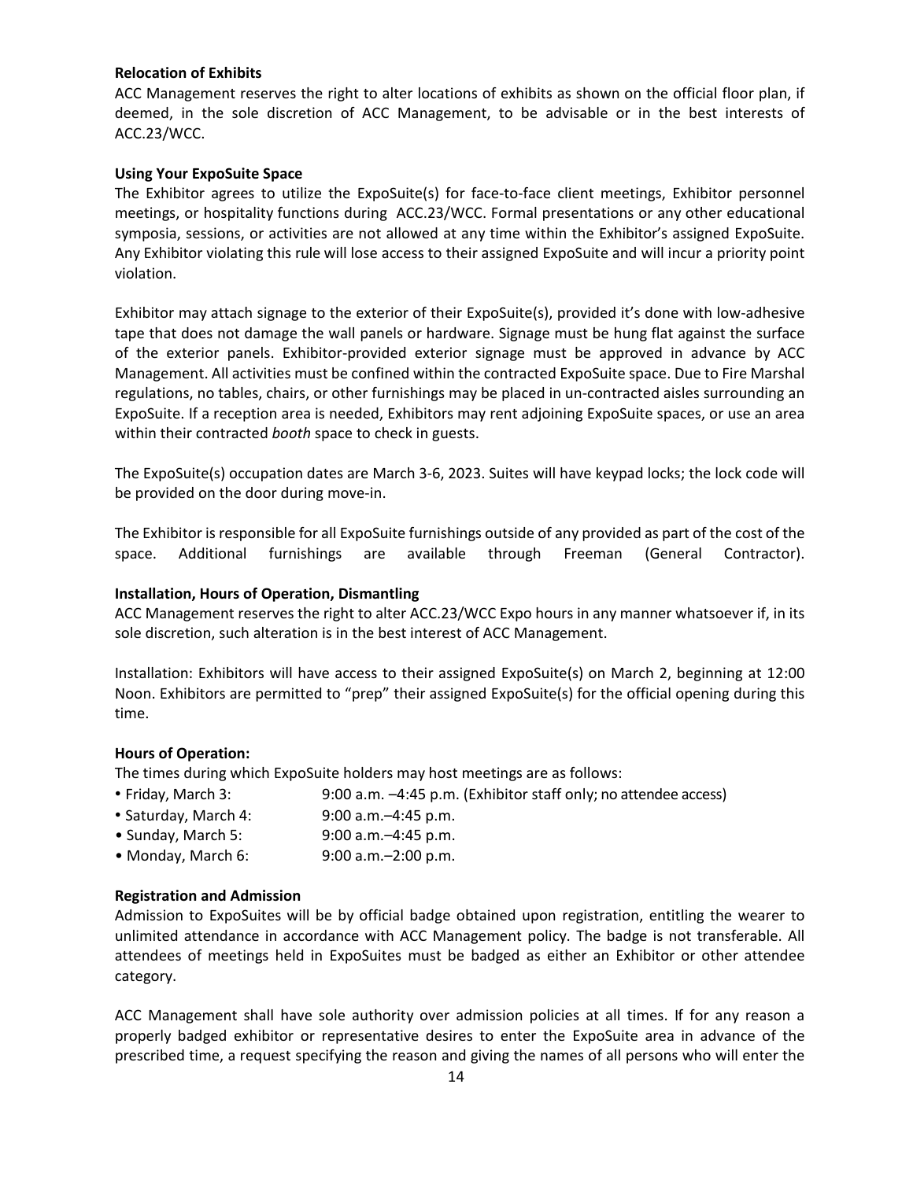**Relocation of Exhibits**

ACC Management reserves the right to alter locations of exhibits as shown on the official floor plan, if deemed, in the sole discretion of ACC Management, to be advisable or in the best interests of ACC.23/WCC.

**Using Your ExpoSuite Space**

The Exhibitor agrees to utilize the ExpoSuite(s) for face-to-face client meetings, Exhibitor personnel meetings, or hospitality functions during ACC.23/WCC. Formal presentations or any other educational symposia, sessions, or activities are not allowed at any time within the Exhibitor's assigned ExpoSuite. Any Exhibitor violating this rule will lose access to their assigned ExpoSuite and will incur a priority point violation.

Exhibitor may attach signage to the exterior of their ExpoSuite(s), provided it's done with low-adhesive tape that does not damage the wall panels or hardware. Signage must be hung flat against the surface of the exterior panels. Exhibitor-provided exterior signage must be approved in advance by ACC Management. All activities must be confined within the contracted ExpoSuite space. Due to Fire Marshal regulations, no tables, chairs, or other furnishings may be placed in un-contracted aisles surrounding an ExpoSuite. If a reception area is needed, Exhibitors may rent adjoining ExpoSuite spaces, or use an area within their contracted *booth* space to check in guests.

The ExpoSuite(s) occupation dates are March 3-6, 2023. Suites will have keypad locks; the lock code will be provided on the door during move-in.

The Exhibitor is responsible for all ExpoSuite furnishings outside of any provided as part of the cost of the space. Additional furnishings are available through Freeman (General Contractor).

**Installation, Hours of Operation, Dismantling**

ACC Management reserves the right to alter ACC.23/WCC Expo hours in any manner whatsoever if, in its sole discretion, such alteration is in the best interest of ACC Management.

Installation: Exhibitors will have access to their assigned ExpoSuite(s) on March 2, beginning at 12:00 Noon. Exhibitors are permitted to "prep" their assigned ExpoSuite(s) for the official opening during this time.

**Hours of Operation:**

The times during which ExpoSuite holders may host meetings are as follows:

- Friday, March 3: 9:00 a.m. –4:45 p.m. (Exhibitor staff only; no attendee access)
- Saturday, March 4: 9:00 a.m.–4:45 p.m.
- Sunday, March 5: 9:00 a.m.–4:45 p.m.
- Monday, March 6: 9:00 a.m.–2:00 p.m.

**Registration and Admission**

Admission to ExpoSuites will be by official badge obtained upon registration, entitling the wearer to unlimited attendance in accordance with ACC Management policy. The badge is not transferable. All attendees of meetings held in ExpoSuites must be badged as either an Exhibitor or other attendee category.

ACC Management shall have sole authority over admission policies at all times. If for any reason a properly badged exhibitor or representative desires to enter the ExpoSuite area in advance of the prescribed time, a request specifying the reason and giving the names of all persons who will enter the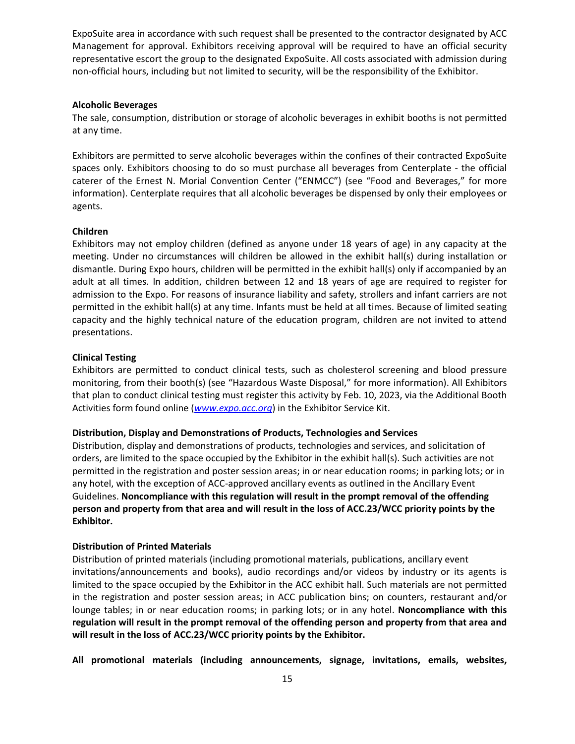ExpoSuite area in accordance with such request shall be presented to the contractor designated by ACC Management for approval. Exhibitors receiving approval will be required to have an official security representative escort the group to the designated ExpoSuite. All costs associated with admission during non-official hours, including but not limited to security, will be the responsibility of the Exhibitor.

**Alcoholic Beverages**

The sale, consumption, distribution or storage of alcoholic beverages in exhibit booths is not permitted at any time.

Exhibitors are permitted to serve alcoholic beverages within the confines of their contracted ExpoSuite spaces only. Exhibitors choosing to do so must purchase all beverages from Centerplate - the official caterer of the Ernest N. Morial Convention Center ("ENMCC") (see "Food and Beverages," for more information). Centerplate requires that all alcoholic beverages be dispensed by only their employees or agents.

**Children**

Exhibitors may not employ children (defined as anyone under 18 years of age) in any capacity at the meeting. Under no circumstances will children be allowed in the exhibit hall(s) during installation or dismantle. During Expo hours, children will be permitted in the exhibit hall(s) only if accompanied by an adult at all times. In addition, children between 12 and 18 years of age are required to register for admission to the Expo. For reasons of insurance liability and safety, strollers and infant carriers are not permitted in the exhibit hall(s) at any time. Infants must be held at all times. Because of limited seating capacity and the highly technical nature of the education program, children are not invited to attend presentations.

**Clinical Testing**

Exhibitors are permitted to conduct clinical tests, such as cholesterol screening and blood pressure monitoring, from their booth(s) (see "Hazardous Waste Disposal," for more information). All Exhibitors that plan to conduct clinical testing must register this activity by Feb. 10, 2023, via the Additional Booth Activities form found online (*www.expo.acc.org*) in the Exhibitor Service Kit.

**Distribution, Display and Demonstrations of Products, Technologies and Services**

Distribution, display and demonstrations of products, technologies and services, and solicitation of orders, are limited to the space occupied by the Exhibitor in the exhibit hall(s). Such activities are not permitted in the registration and poster session areas; in or near education rooms; in parking lots; or in any hotel, with the exception of ACC-approved ancillary events as outlined in the Ancillary Event Guidelines. **Noncompliance with this regulation will result in the prompt removal of the offending person and property from that area and will result in the loss of ACC.23/WCC priority points by the Exhibitor.**

**Distribution of Printed Materials**

Distribution of printed materials (including promotional materials, publications, ancillary event invitations/announcements and books), audio recordings and/or videos by industry or its agents is limited to the space occupied by the Exhibitor in the ACC exhibit hall. Such materials are not permitted in the registration and poster session areas; in ACC publication bins; on counters, restaurant and/or lounge tables; in or near education rooms; in parking lots; or in any hotel. **Noncompliance with this regulation will result in the prompt removal of the offending person and property from that area and will result in the loss of ACC.23/WCC priority points by the Exhibitor.**

**All promotional materials (including announcements, signage, invitations, emails, websites,**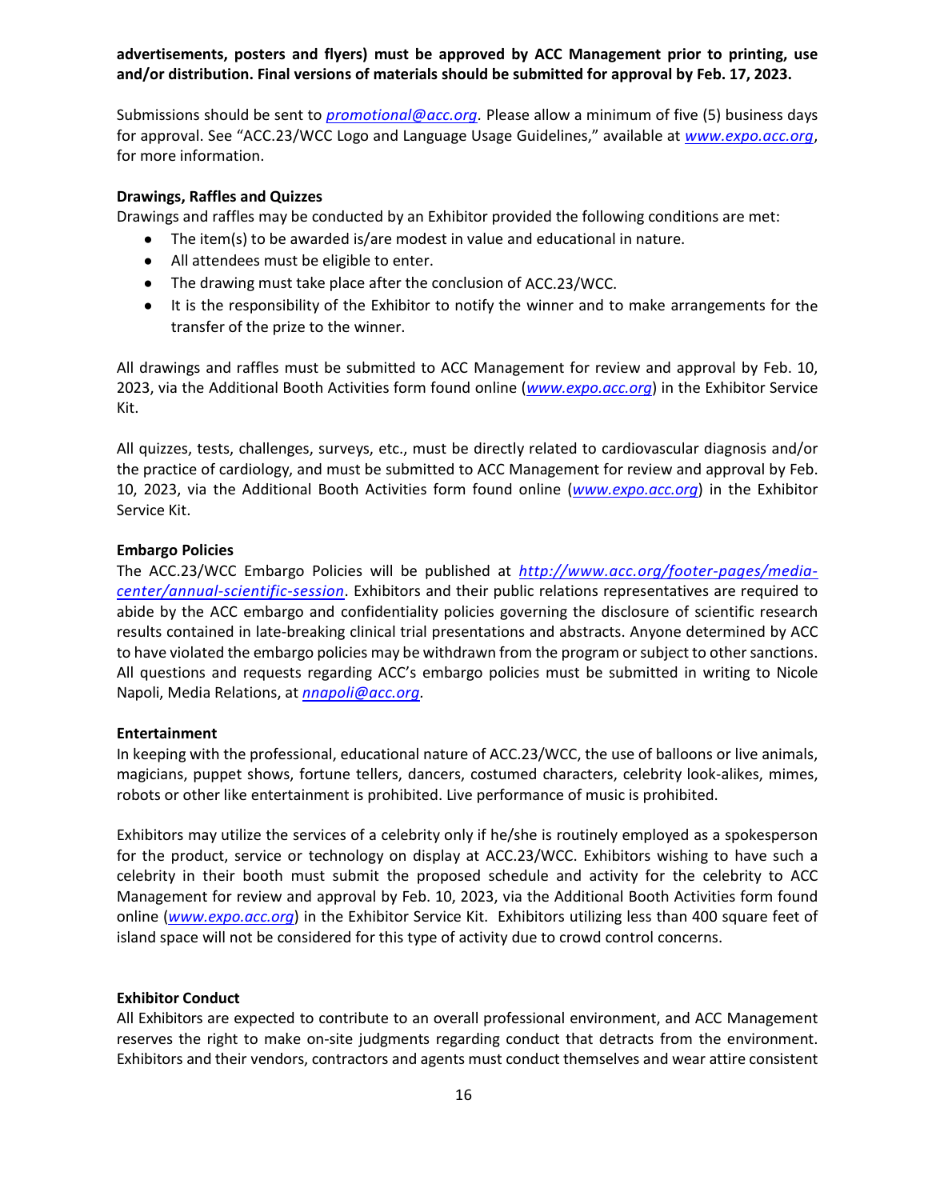**advertisements, posters and flyers) must be approved by ACC Management prior to printing, use and/or distribution. Final versions of materials should be submitted for approval by Feb. 17, 2023.**

Submissions should be sent to *promotional@acc.org*. Please allow a minimum of five (5) business days for approval. See "ACC.23/WCC Logo and Language Usage Guidelines," available at *www.expo.acc.org*, for more information.

**Drawings, Raffles and Quizzes**

Drawings and raffles may be conducted by an Exhibitor provided the following conditions are met:

- The item(s) to be awarded is/are modest in value and educational in nature.
- All attendees must be eligible to enter.
- The drawing must take place after the conclusion of ACC.23/WCC.
- It is the responsibility of the Exhibitor to notify the winner and to make arrangements for the transfer of the prize to the winner.

All drawings and raffles must be submitted to ACC Management for review and approval by Feb. 10, 2023, via the Additional Booth Activities form found online (*www.expo.acc.org*) in the Exhibitor Service Kit.

All quizzes, tests, challenges, surveys, etc., must be directly related to cardiovascular diagnosis and/or the practice of cardiology, and must be submitted to ACC Management for review and approval by Feb. 10, 2023, via the Additional Booth Activities form found online (*www.expo.acc.org*) in the Exhibitor Service Kit.

**Embargo Policies**

The ACC.23/WCC Embargo Policies will be published at *http://www.acc.org/footer-pages/media-center/annual-scientific-session*. Exhibitors and their public relations representatives are required to abide by the ACC embargo and confidentiality policies governing the disclosure of scientific research results contained in late-breaking clinical trial presentations and abstracts. Anyone determined by ACC to have violated the embargo policies may be withdrawn from the program or subject to other sanctions. All questions and requests regarding ACC's embargo policies must be submitted in writing to Nicole Napoli, Media Relations, at *nnapoli@acc.org*.

**Entertainment**

In keeping with the professional, educational nature of ACC.23/WCC, the use of balloons or live animals, magicians, puppet shows, fortune tellers, dancers, costumed characters, celebrity look-alikes, mimes, robots or other like entertainment is prohibited. Live performance of music is prohibited.

Exhibitors may utilize the services of a celebrity only if he/she is routinely employed as a spokesperson for the product, service or technology on display at ACC.23/WCC. Exhibitors wishing to have such a celebrity in their booth must submit the proposed schedule and activity for the celebrity to ACC Management for review and approval by Feb. 10, 2023, via the Additional Booth Activities form found online (*www.expo.acc.org*) in the Exhibitor Service Kit. Exhibitors utilizing less than 400 square feet of island space will not be considered for this type of activity due to crowd control concerns.

**Exhibitor Conduct**

All Exhibitors are expected to contribute to an overall professional environment, and ACC Management reserves the right to make on-site judgments regarding conduct that detracts from the environment. Exhibitors and their vendors, contractors and agents must conduct themselves and wear attire consistent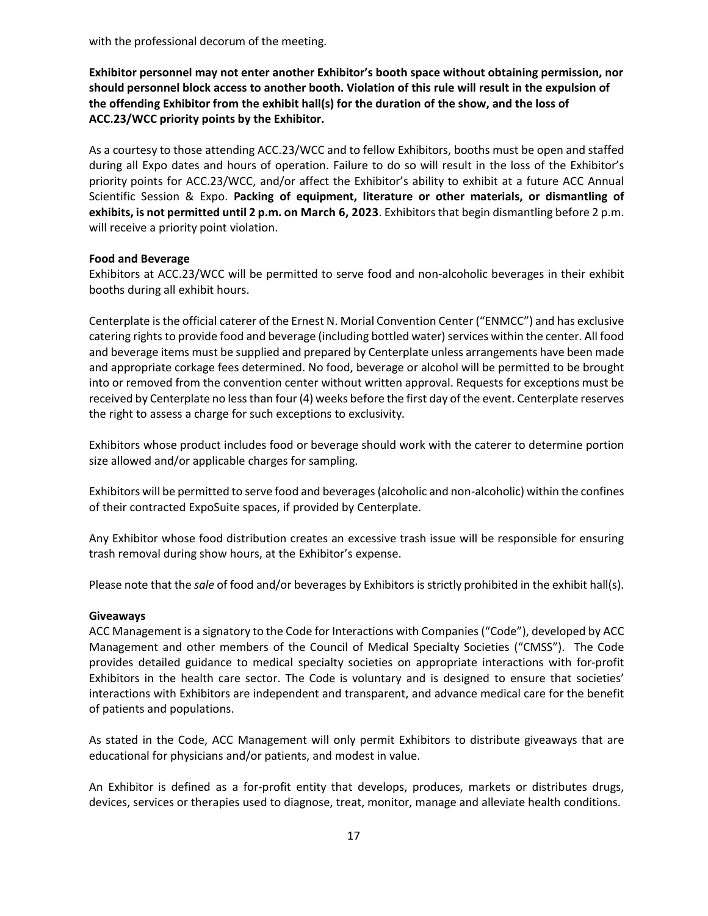with the professional decorum of the meeting.

**Exhibitor personnel may not enter another Exhibitor's booth space without obtaining permission, nor should personnel block access to another booth. Violation of this rule will result in the expulsion of the offending Exhibitor from the exhibit hall(s) for the duration of the show, and the loss of ACC.23/WCC priority points by the Exhibitor.**

As a courtesy to those attending ACC.23/WCC and to fellow Exhibitors, booths must be open and staffed during all Expo dates and hours of operation. Failure to do so will result in the loss of the Exhibitor's priority points for ACC.23/WCC, and/or affect the Exhibitor's ability to exhibit at a future ACC Annual Scientific Session & Expo. **Packing of equipment, literature or other materials, or dismantling of exhibits, is not permitted until 2 p.m. on March 6, 2023**. Exhibitors that begin dismantling before 2 p.m. will receive a priority point violation.

**Food and Beverage**

Exhibitors at ACC.23/WCC will be permitted to serve food and non-alcoholic beverages in their exhibit booths during all exhibit hours.

Centerplate is the official caterer of the Ernest N. Morial Convention Center ("ENMCC") and has exclusive catering rights to provide food and beverage (including bottled water) services within the center. All food and beverage items must be supplied and prepared by Centerplate unless arrangements have been made and appropriate corkage fees determined. No food, beverage or alcohol will be permitted to be brought into or removed from the convention center without written approval. Requests for exceptions must be received by Centerplate no less than four (4) weeks before the first day of the event. Centerplate reserves the right to assess a charge for such exceptions to exclusivity.

Exhibitors whose product includes food or beverage should work with the caterer to determine portion size allowed and/or applicable charges for sampling.

Exhibitors will be permitted to serve food and beverages (alcoholic and non-alcoholic) within the confines of their contracted ExpoSuite spaces, if provided by Centerplate.

Any Exhibitor whose food distribution creates an excessive trash issue will be responsible for ensuring trash removal during show hours, at the Exhibitor's expense.

Please note that the *sale* of food and/or beverages by Exhibitors is strictly prohibited in the exhibit hall(s).

**Giveaways**

ACC Management is a signatory to the Code for Interactions with Companies ("Code"), developed by ACC Management and other members of the Council of Medical Specialty Societies ("CMSS"). The Code provides detailed guidance to medical specialty societies on appropriate interactions with for-profit Exhibitors in the health care sector. The Code is voluntary and is designed to ensure that societies' interactions with Exhibitors are independent and transparent, and advance medical care for the benefit of patients and populations.

As stated in the Code, ACC Management will only permit Exhibitors to distribute giveaways that are educational for physicians and/or patients, and modest in value.

An Exhibitor is defined as a for-profit entity that develops, produces, markets or distributes drugs, devices, services or therapies used to diagnose, treat, monitor, manage and alleviate health conditions.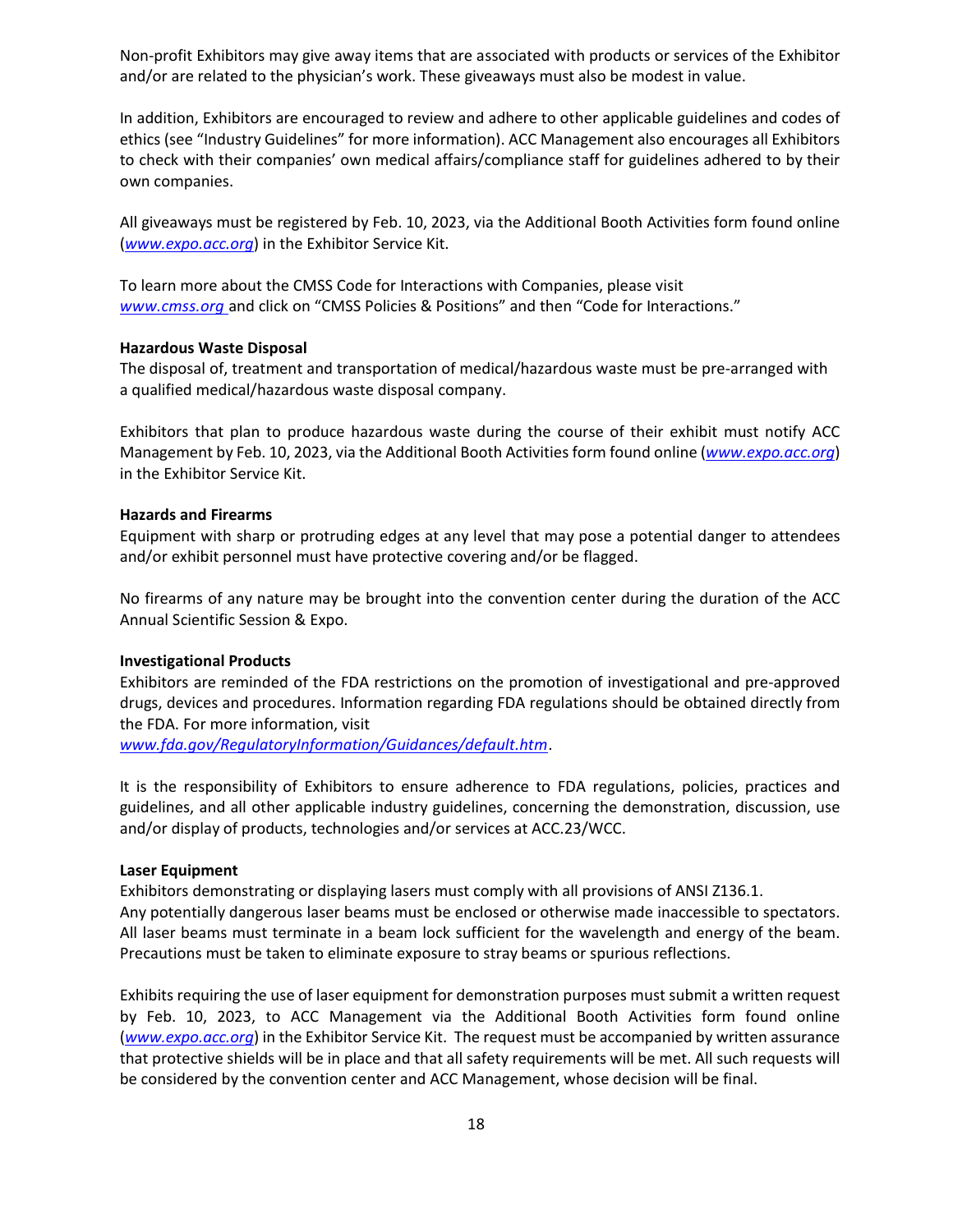Non-profit Exhibitors may give away items that are associated with products or services of the Exhibitor and/or are related to the physician's work. These giveaways must also be modest in value.

In addition, Exhibitors are encouraged to review and adhere to other applicable guidelines and codes of ethics (see "Industry Guidelines" for more information). ACC Management also encourages all Exhibitors to check with their companies' own medical affairs/compliance staff for guidelines adhered to by their own companies.

All giveaways must be registered by Feb. 10, 2023, via the Additional Booth Activities form found online (*www.expo.acc.org*) in the Exhibitor Service Kit.

To learn more about the CMSS Code for Interactions with Companies, please visit *www.cmss.org* and click on "CMSS Policies & Positions" and then "Code for Interactions."

**Hazardous Waste Disposal**

The disposal of, treatment and transportation of medical/hazardous waste must be pre-arranged with a qualified medical/hazardous waste disposal company.

Exhibitors that plan to produce hazardous waste during the course of their exhibit must notify ACC Management by Feb. 10, 2023, via the Additional Booth Activities form found online (*www.expo.acc.org*) in the Exhibitor Service Kit.

**Hazards and Firearms**

Equipment with sharp or protruding edges at any level that may pose a potential danger to attendees and/or exhibit personnel must have protective covering and/or be flagged.

No firearms of any nature may be brought into the convention center during the duration of the ACC Annual Scientific Session & Expo.

**Investigational Products**

Exhibitors are reminded of the FDA restrictions on the promotion of investigational and pre-approved drugs, devices and procedures. Information regarding FDA regulations should be obtained directly from the FDA. For more information, visit *www.fda.gov/RegulatoryInformation/Guidances/default.htm*.

It is the responsibility of Exhibitors to ensure adherence to FDA regulations, policies, practices and guidelines, and all other applicable industry guidelines, concerning the demonstration, discussion, use and/or display of products, technologies and/or services at ACC.23/WCC.

**Laser Equipment**

Exhibitors demonstrating or displaying lasers must comply with all provisions of ANSI Z136.1.
Any potentially dangerous laser beams must be enclosed or otherwise made inaccessible to spectators. All laser beams must terminate in a beam lock sufficient for the wavelength and energy of the beam. Precautions must be taken to eliminate exposure to stray beams or spurious reflections.

Exhibits requiring the use of laser equipment for demonstration purposes must submit a written request by Feb. 10, 2023, to ACC Management via the Additional Booth Activities form found online (*www.expo.acc.org*) in the Exhibitor Service Kit. The request must be accompanied by written assurance that protective shields will be in place and that all safety requirements will be met. All such requests will be considered by the convention center and ACC Management, whose decision will be final.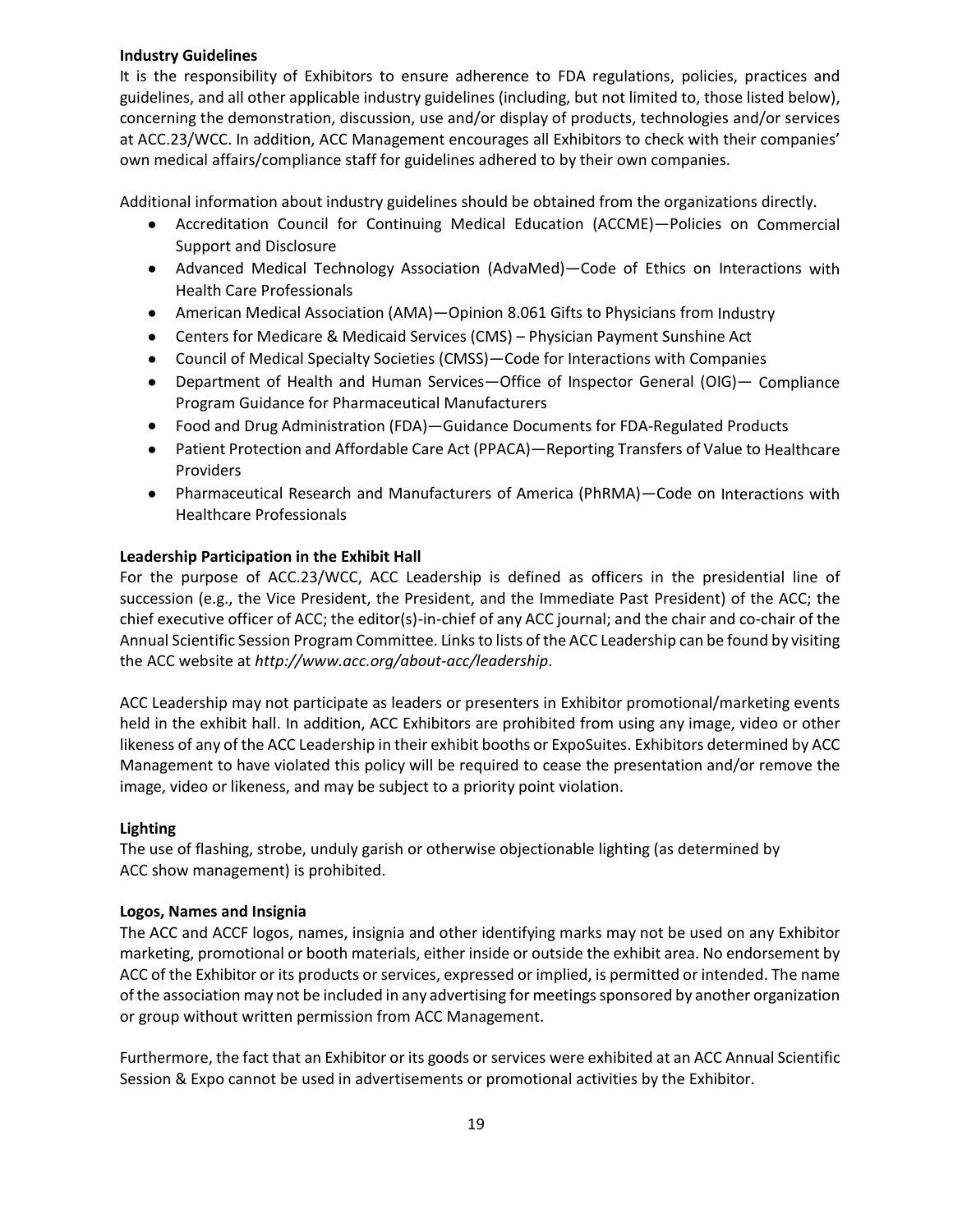**Industry Guidelines**

It is the responsibility of Exhibitors to ensure adherence to FDA regulations, policies, practices and guidelines, and all other applicable industry guidelines (including, but not limited to, those listed below), concerning the demonstration, discussion, use and/or display of products, technologies and/or services at ACC.23/WCC. In addition, ACC Management encourages all Exhibitors to check with their companies' own medical affairs/compliance staff for guidelines adhered to by their own companies.

Additional information about industry guidelines should be obtained from the organizations directly.

- Accreditation Council for Continuing Medical Education (ACCME)—Policies on Commercial Support and Disclosure
- Advanced Medical Technology Association (AdvaMed)—Code of Ethics on Interactions with Health Care Professionals
- American Medical Association (AMA)—Opinion 8.061 Gifts to Physicians from Industry
- Centers for Medicare & Medicaid Services (CMS) – Physician Payment Sunshine Act
- Council of Medical Specialty Societies (CMSS)—Code for Interactions with Companies
- Department of Health and Human Services—Office of Inspector General (OIG)— Compliance Program Guidance for Pharmaceutical Manufacturers
- Food and Drug Administration (FDA)—Guidance Documents for FDA-Regulated Products
- Patient Protection and Affordable Care Act (PPACA)—Reporting Transfers of Value to Healthcare Providers
- Pharmaceutical Research and Manufacturers of America (PhRMA)—Code on Interactions with Healthcare Professionals

**Leadership Participation in the Exhibit Hall**

For the purpose of ACC.23/WCC, ACC Leadership is defined as officers in the presidential line of succession (e.g., the Vice President, the President, and the Immediate Past President) of the ACC; the chief executive officer of ACC; the editor(s)-in-chief of any ACC journal; and the chair and co-chair of the Annual Scientific Session Program Committee. Links to lists of the ACC Leadership can be found by visiting the ACC website at *http://www.acc.org/about-acc/leadership*.

ACC Leadership may not participate as leaders or presenters in Exhibitor promotional/marketing events held in the exhibit hall. In addition, ACC Exhibitors are prohibited from using any image, video or other likeness of any of the ACC Leadership in their exhibit booths or ExpoSuites. Exhibitors determined by ACC Management to have violated this policy will be required to cease the presentation and/or remove the image, video or likeness, and may be subject to a priority point violation.

**Lighting**

The use of flashing, strobe, unduly garish or otherwise objectionable lighting (as determined by ACC show management) is prohibited.

**Logos, Names and Insignia**

The ACC and ACCF logos, names, insignia and other identifying marks may not be used on any Exhibitor marketing, promotional or booth materials, either inside or outside the exhibit area. No endorsement by ACC of the Exhibitor or its products or services, expressed or implied, is permitted or intended. The name of the association may not be included in any advertising for meetings sponsored by another organization or group without written permission from ACC Management.

Furthermore, the fact that an Exhibitor or its goods or services were exhibited at an ACC Annual Scientific Session & Expo cannot be used in advertisements or promotional activities by the Exhibitor.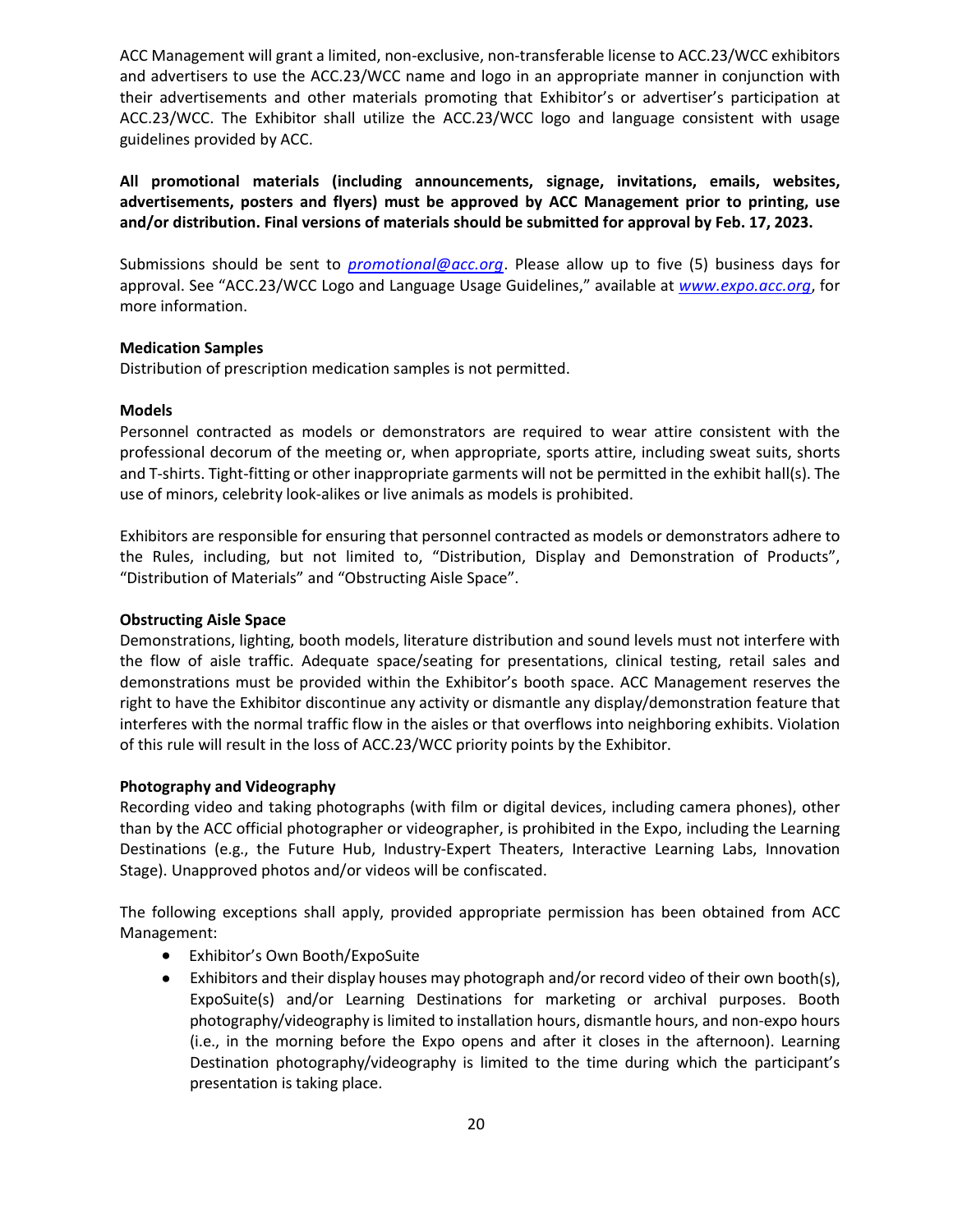ACC Management will grant a limited, non-exclusive, non-transferable license to ACC.23/WCC exhibitors and advertisers to use the ACC.23/WCC name and logo in an appropriate manner in conjunction with their advertisements and other materials promoting that Exhibitor's or advertiser's participation at ACC.23/WCC. The Exhibitor shall utilize the ACC.23/WCC logo and language consistent with usage guidelines provided by ACC.

**All promotional materials (including announcements, signage, invitations, emails, websites, advertisements, posters and flyers) must be approved by ACC Management prior to printing, use and/or distribution. Final versions of materials should be submitted for approval by Feb. 17, 2023.**

Submissions should be sent to *promotional@acc.org*. Please allow up to five (5) business days for approval. See "ACC.23/WCC Logo and Language Usage Guidelines," available at *www.expo.acc.org*, for more information.

**Medication Samples**

Distribution of prescription medication samples is not permitted.

**Models**

Personnel contracted as models or demonstrators are required to wear attire consistent with the professional decorum of the meeting or, when appropriate, sports attire, including sweat suits, shorts and T-shirts. Tight-fitting or other inappropriate garments will not be permitted in the exhibit hall(s). The use of minors, celebrity look-alikes or live animals as models is prohibited.

Exhibitors are responsible for ensuring that personnel contracted as models or demonstrators adhere to the Rules, including, but not limited to, "Distribution, Display and Demonstration of Products", "Distribution of Materials" and "Obstructing Aisle Space".

**Obstructing Aisle Space**

Demonstrations, lighting, booth models, literature distribution and sound levels must not interfere with the flow of aisle traffic. Adequate space/seating for presentations, clinical testing, retail sales and demonstrations must be provided within the Exhibitor's booth space. ACC Management reserves the right to have the Exhibitor discontinue any activity or dismantle any display/demonstration feature that interferes with the normal traffic flow in the aisles or that overflows into neighboring exhibits. Violation of this rule will result in the loss of ACC.23/WCC priority points by the Exhibitor.

**Photography and Videography**

Recording video and taking photographs (with film or digital devices, including camera phones), other than by the ACC official photographer or videographer, is prohibited in the Expo, including the Learning Destinations (e.g., the Future Hub, Industry-Expert Theaters, Interactive Learning Labs, Innovation Stage). Unapproved photos and/or videos will be confiscated.

The following exceptions shall apply, provided appropriate permission has been obtained from ACC Management:

- Exhibitor's Own Booth/ExpoSuite
- Exhibitors and their display houses may photograph and/or record video of their own booth(s), ExpoSuite(s) and/or Learning Destinations for marketing or archival purposes. Booth photography/videography is limited to installation hours, dismantle hours, and non-expo hours (i.e., in the morning before the Expo opens and after it closes in the afternoon). Learning Destination photography/videography is limited to the time during which the participant's presentation is taking place.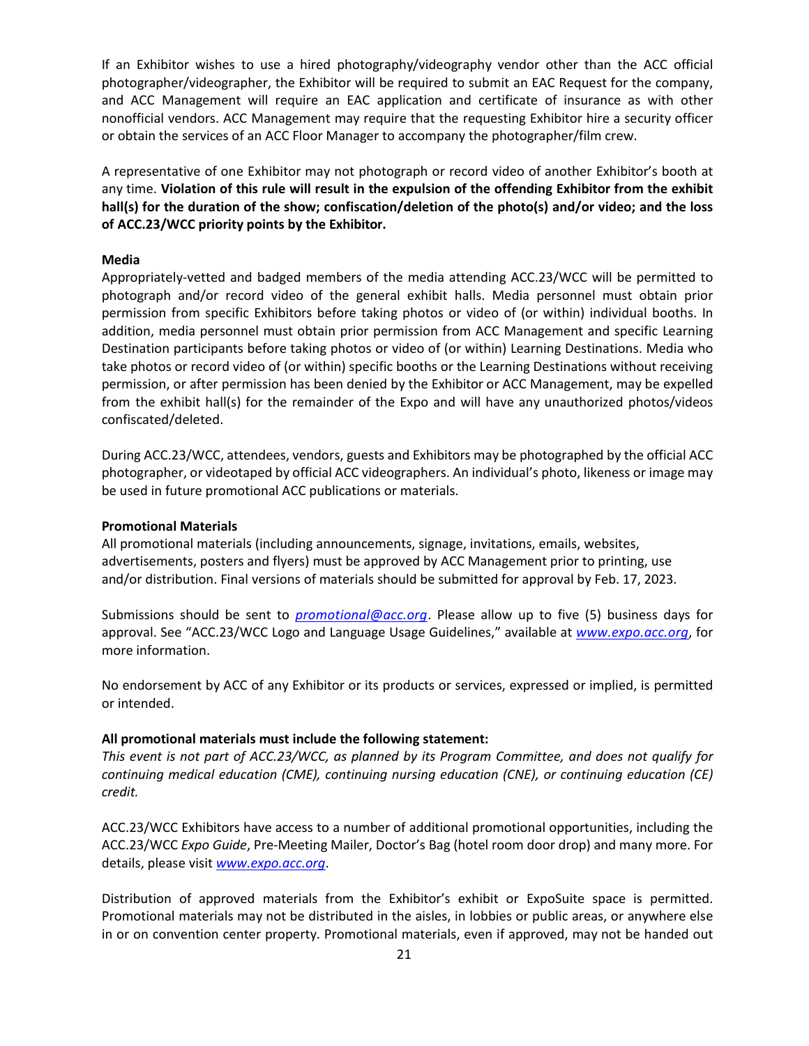If an Exhibitor wishes to use a hired photography/videography vendor other than the ACC official photographer/videographer, the Exhibitor will be required to submit an EAC Request for the company, and ACC Management will require an EAC application and certificate of insurance as with other nonofficial vendors. ACC Management may require that the requesting Exhibitor hire a security officer or obtain the services of an ACC Floor Manager to accompany the photographer/film crew.

A representative of one Exhibitor may not photograph or record video of another Exhibitor's booth at any time. **Violation of this rule will result in the expulsion of the offending Exhibitor from the exhibit hall(s) for the duration of the show; confiscation/deletion of the photo(s) and/or video; and the loss of ACC.23/WCC priority points by the Exhibitor.**

**Media**

Appropriately-vetted and badged members of the media attending ACC.23/WCC will be permitted to photograph and/or record video of the general exhibit halls. Media personnel must obtain prior permission from specific Exhibitors before taking photos or video of (or within) individual booths. In addition, media personnel must obtain prior permission from ACC Management and specific Learning Destination participants before taking photos or video of (or within) Learning Destinations. Media who take photos or record video of (or within) specific booths or the Learning Destinations without receiving permission, or after permission has been denied by the Exhibitor or ACC Management, may be expelled from the exhibit hall(s) for the remainder of the Expo and will have any unauthorized photos/videos confiscated/deleted.

During ACC.23/WCC, attendees, vendors, guests and Exhibitors may be photographed by the official ACC photographer, or videotaped by official ACC videographers. An individual's photo, likeness or image may be used in future promotional ACC publications or materials.

**Promotional Materials**

All promotional materials (including announcements, signage, invitations, emails, websites, advertisements, posters and flyers) must be approved by ACC Management prior to printing, use and/or distribution. Final versions of materials should be submitted for approval by Feb. 17, 2023.

Submissions should be sent to *promotional@acc.org*. Please allow up to five (5) business days for approval. See "ACC.23/WCC Logo and Language Usage Guidelines," available at *www.expo.acc.org*, for more information.

No endorsement by ACC of any Exhibitor or its products or services, expressed or implied, is permitted or intended.

**All promotional materials must include the following statement:**

*This event is not part of ACC.23/WCC, as planned by its Program Committee, and does not qualify for continuing medical education (CME), continuing nursing education (CNE), or continuing education (CE) credit.*

ACC.23/WCC Exhibitors have access to a number of additional promotional opportunities, including the ACC.23/WCC *Expo Guide*, Pre-Meeting Mailer, Doctor's Bag (hotel room door drop) and many more. For details, please visit *www.expo.acc.org*.

Distribution of approved materials from the Exhibitor's exhibit or ExpoSuite space is permitted. Promotional materials may not be distributed in the aisles, in lobbies or public areas, or anywhere else in or on convention center property. Promotional materials, even if approved, may not be handed out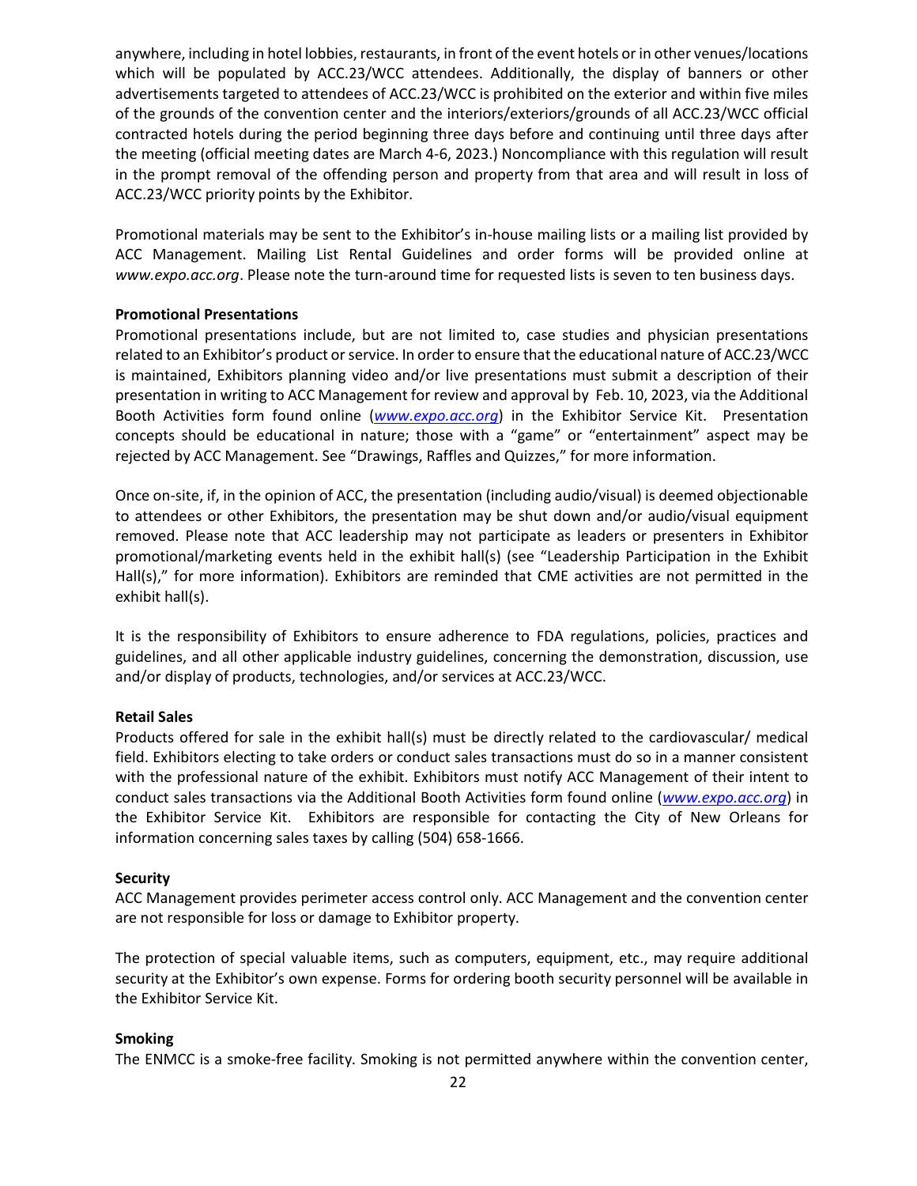anywhere, including in hotel lobbies, restaurants, in front of the event hotels or in other venues/locations which will be populated by ACC.23/WCC attendees. Additionally, the display of banners or other advertisements targeted to attendees of ACC.23/WCC is prohibited on the exterior and within five miles of the grounds of the convention center and the interiors/exteriors/grounds of all ACC.23/WCC official contracted hotels during the period beginning three days before and continuing until three days after the meeting (official meeting dates are March 4-6, 2023.) Noncompliance with this regulation will result in the prompt removal of the offending person and property from that area and will result in loss of ACC.23/WCC priority points by the Exhibitor.

Promotional materials may be sent to the Exhibitor's in-house mailing lists or a mailing list provided by ACC Management. Mailing List Rental Guidelines and order forms will be provided online at *www.expo.acc.org*. Please note the turn-around time for requested lists is seven to ten business days.

**Promotional Presentations**

Promotional presentations include, but are not limited to, case studies and physician presentations related to an Exhibitor's product or service. In order to ensure that the educational nature of ACC.23/WCC is maintained, Exhibitors planning video and/or live presentations must submit a description of their presentation in writing to ACC Management for review and approval by Feb. 10, 2023, via the Additional Booth Activities form found online (*www.expo.acc.org*) in the Exhibitor Service Kit. Presentation concepts should be educational in nature; those with a "game" or "entertainment" aspect may be rejected by ACC Management. See "Drawings, Raffles and Quizzes," for more information.

Once on-site, if, in the opinion of ACC, the presentation (including audio/visual) is deemed objectionable to attendees or other Exhibitors, the presentation may be shut down and/or audio/visual equipment removed. Please note that ACC leadership may not participate as leaders or presenters in Exhibitor promotional/marketing events held in the exhibit hall(s) (see "Leadership Participation in the Exhibit Hall(s)," for more information). Exhibitors are reminded that CME activities are not permitted in the exhibit hall(s).

It is the responsibility of Exhibitors to ensure adherence to FDA regulations, policies, practices and guidelines, and all other applicable industry guidelines, concerning the demonstration, discussion, use and/or display of products, technologies, and/or services at ACC.23/WCC.

**Retail Sales**

Products offered for sale in the exhibit hall(s) must be directly related to the cardiovascular/ medical field. Exhibitors electing to take orders or conduct sales transactions must do so in a manner consistent with the professional nature of the exhibit. Exhibitors must notify ACC Management of their intent to conduct sales transactions via the Additional Booth Activities form found online (*www.expo.acc.org*) in the Exhibitor Service Kit. Exhibitors are responsible for contacting the City of New Orleans for information concerning sales taxes by calling (504) 658-1666.

**Security**

ACC Management provides perimeter access control only. ACC Management and the convention center are not responsible for loss or damage to Exhibitor property.

The protection of special valuable items, such as computers, equipment, etc., may require additional security at the Exhibitor's own expense. Forms for ordering booth security personnel will be available in the Exhibitor Service Kit.

**Smoking**

The ENMCC is a smoke-free facility. Smoking is not permitted anywhere within the convention center,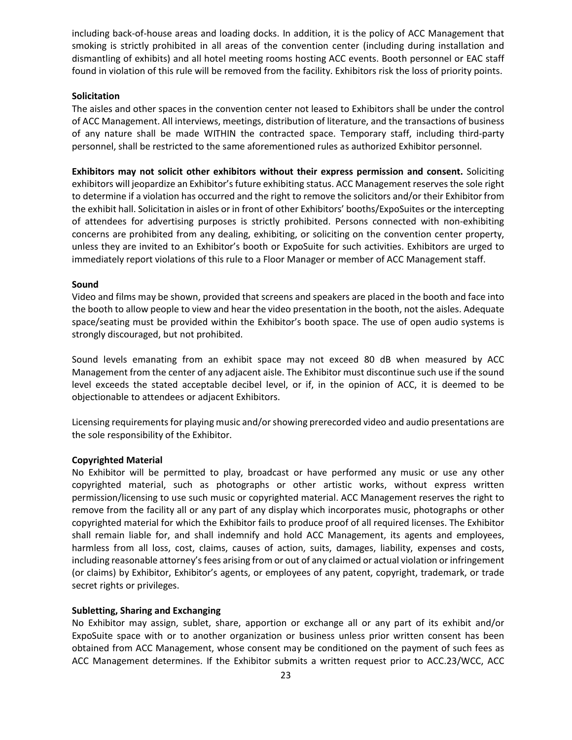including back-of-house areas and loading docks. In addition, it is the policy of ACC Management that smoking is strictly prohibited in all areas of the convention center (including during installation and dismantling of exhibits) and all hotel meeting rooms hosting ACC events. Booth personnel or EAC staff found in violation of this rule will be removed from the facility. Exhibitors risk the loss of priority points.

**Solicitation**

The aisles and other spaces in the convention center not leased to Exhibitors shall be under the control of ACC Management. All interviews, meetings, distribution of literature, and the transactions of business of any nature shall be made WITHIN the contracted space. Temporary staff, including third-party personnel, shall be restricted to the same aforementioned rules as authorized Exhibitor personnel.

**Exhibitors may not solicit other exhibitors without their express permission and consent.** Soliciting exhibitors will jeopardize an Exhibitor's future exhibiting status. ACC Management reserves the sole right to determine if a violation has occurred and the right to remove the solicitors and/or their Exhibitor from the exhibit hall. Solicitation in aisles or in front of other Exhibitors' booths/ExpoSuites or the intercepting of attendees for advertising purposes is strictly prohibited. Persons connected with non-exhibiting concerns are prohibited from any dealing, exhibiting, or soliciting on the convention center property, unless they are invited to an Exhibitor's booth or ExpoSuite for such activities. Exhibitors are urged to immediately report violations of this rule to a Floor Manager or member of ACC Management staff.

**Sound**

Video and films may be shown, provided that screens and speakers are placed in the booth and face into the booth to allow people to view and hear the video presentation in the booth, not the aisles. Adequate space/seating must be provided within the Exhibitor's booth space. The use of open audio systems is strongly discouraged, but not prohibited.

Sound levels emanating from an exhibit space may not exceed 80 dB when measured by ACC Management from the center of any adjacent aisle. The Exhibitor must discontinue such use if the sound level exceeds the stated acceptable decibel level, or if, in the opinion of ACC, it is deemed to be objectionable to attendees or adjacent Exhibitors.

Licensing requirements for playing music and/or showing prerecorded video and audio presentations are the sole responsibility of the Exhibitor.

**Copyrighted Material**

No Exhibitor will be permitted to play, broadcast or have performed any music or use any other copyrighted material, such as photographs or other artistic works, without express written permission/licensing to use such music or copyrighted material. ACC Management reserves the right to remove from the facility all or any part of any display which incorporates music, photographs or other copyrighted material for which the Exhibitor fails to produce proof of all required licenses. The Exhibitor shall remain liable for, and shall indemnify and hold ACC Management, its agents and employees, harmless from all loss, cost, claims, causes of action, suits, damages, liability, expenses and costs, including reasonable attorney's fees arising from or out of any claimed or actual violation or infringement (or claims) by Exhibitor, Exhibitor's agents, or employees of any patent, copyright, trademark, or trade secret rights or privileges.

**Subletting, Sharing and Exchanging**

No Exhibitor may assign, sublet, share, apportion or exchange all or any part of its exhibit and/or ExpoSuite space with or to another organization or business unless prior written consent has been obtained from ACC Management, whose consent may be conditioned on the payment of such fees as ACC Management determines. If the Exhibitor submits a written request prior to ACC.23/WCC, ACC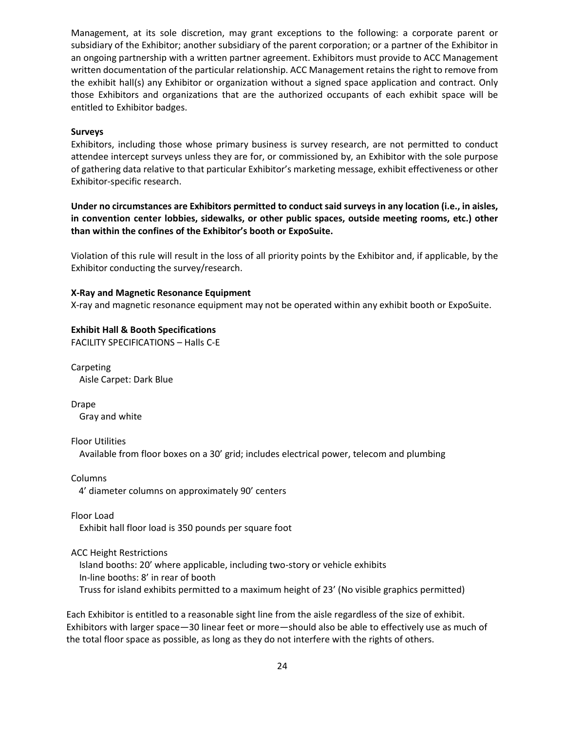Management, at its sole discretion, may grant exceptions to the following: a corporate parent or subsidiary of the Exhibitor; another subsidiary of the parent corporation; or a partner of the Exhibitor in an ongoing partnership with a written partner agreement. Exhibitors must provide to ACC Management written documentation of the particular relationship. ACC Management retains the right to remove from the exhibit hall(s) any Exhibitor or organization without a signed space application and contract. Only those Exhibitors and organizations that are the authorized occupants of each exhibit space will be entitled to Exhibitor badges.

**Surveys**

Exhibitors, including those whose primary business is survey research, are not permitted to conduct attendee intercept surveys unless they are for, or commissioned by, an Exhibitor with the sole purpose of gathering data relative to that particular Exhibitor's marketing message, exhibit effectiveness or other Exhibitor-specific research.

**Under no circumstances are Exhibitors permitted to conduct said surveys in any location (i.e., in aisles, in convention center lobbies, sidewalks, or other public spaces, outside meeting rooms, etc.) other than within the confines of the Exhibitor's booth or ExpoSuite.**

Violation of this rule will result in the loss of all priority points by the Exhibitor and, if applicable, by the Exhibitor conducting the survey/research.

**X-Ray and Magnetic Resonance Equipment**

X-ray and magnetic resonance equipment may not be operated within any exhibit booth or ExpoSuite.

**Exhibit Hall & Booth Specifications**

FACILITY SPECIFICATIONS – Halls C-E

Carpeting
Aisle Carpet: Dark Blue

Drape
Gray and white

Floor Utilities
Available from floor boxes on a 30' grid; includes electrical power, telecom and plumbing

Columns
4' diameter columns on approximately 90' centers

Floor Load
Exhibit hall floor load is 350 pounds per square foot

ACC Height Restrictions
Island booths: 20' where applicable, including two-story or vehicle exhibits
In-line booths: 8' in rear of booth
Truss for island exhibits permitted to a maximum height of 23' (No visible graphics permitted)

Each Exhibitor is entitled to a reasonable sight line from the aisle regardless of the size of exhibit. Exhibitors with larger space—30 linear feet or more—should also be able to effectively use as much of the total floor space as possible, as long as they do not interfere with the rights of others.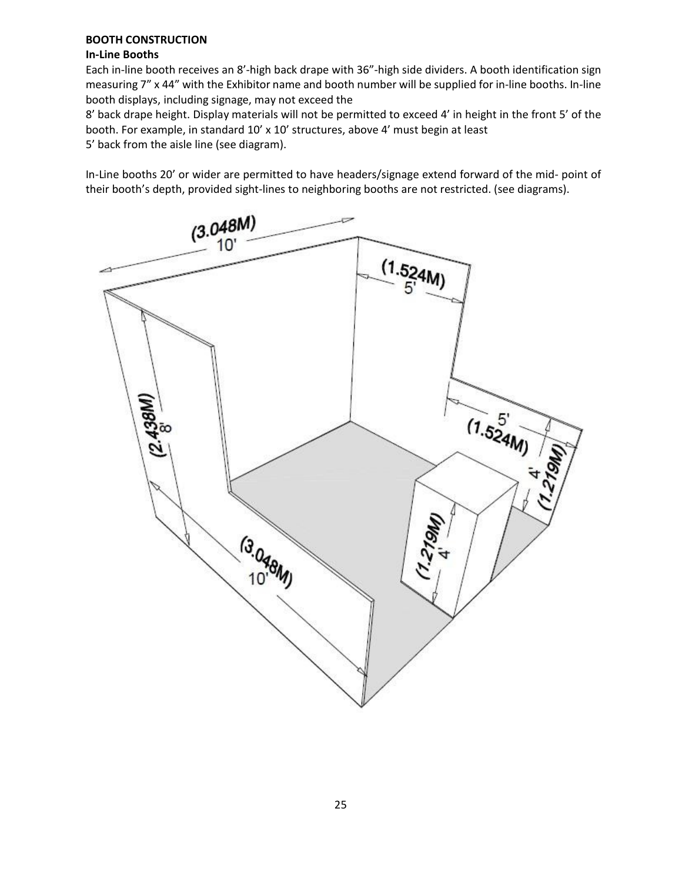**BOOTH CONSTRUCTION**

**In-Line Booths**

Each in-line booth receives an 8'-high back drape with 36"-high side dividers. A booth identification sign measuring 7" x 44" with the Exhibitor name and booth number will be supplied for in-line booths. In-line booth displays, including signage, may not exceed the 8' back drape height. Display materials will not be permitted to exceed 4' in height in the front 5' of the booth. For example, in standard 10' x 10' structures, above 4' must begin at least 5' back from the aisle line (see diagram).

In-Line booths 20' or wider are permitted to have headers/signage extend forward of the mid- point of their booth's depth, provided sight-lines to neighboring booths are not restricted. (see diagrams).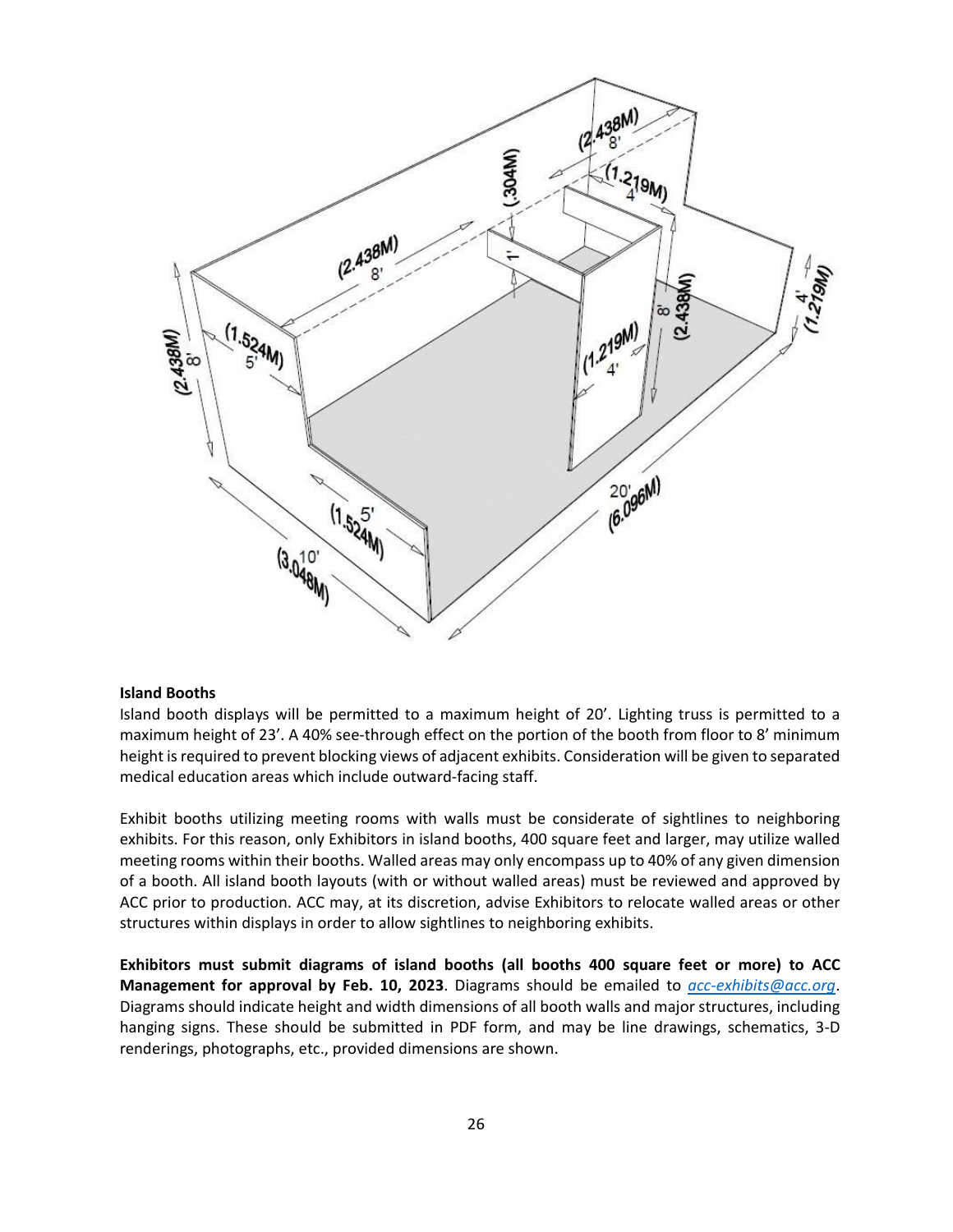**Island Booths**

Island booth displays will be permitted to a maximum height of 20'. Lighting truss is permitted to a maximum height of 23'. A 40% see-through effect on the portion of the booth from floor to 8' minimum height is required to prevent blocking views of adjacent exhibits. Consideration will be given to separated medical education areas which include outward-facing staff.

Exhibit booths utilizing meeting rooms with walls must be considerate of sightlines to neighboring exhibits. For this reason, only Exhibitors in island booths, 400 square feet and larger, may utilize walled meeting rooms within their booths. Walled areas may only encompass up to 40% of any given dimension of a booth. All island booth layouts (with or without walled areas) must be reviewed and approved by ACC prior to production. ACC may, at its discretion, advise Exhibitors to relocate walled areas or other structures within displays in order to allow sightlines to neighboring exhibits.

**Exhibitors must submit diagrams of island booths (all booths 400 square feet or more) to ACC Management for approval by Feb. 10, 2023**. Diagrams should be emailed to *acc-exhibits@acc.org*. Diagrams should indicate height and width dimensions of all booth walls and major structures, including hanging signs. These should be submitted in PDF form, and may be line drawings, schematics, 3-D renderings, photographs, etc., provided dimensions are shown.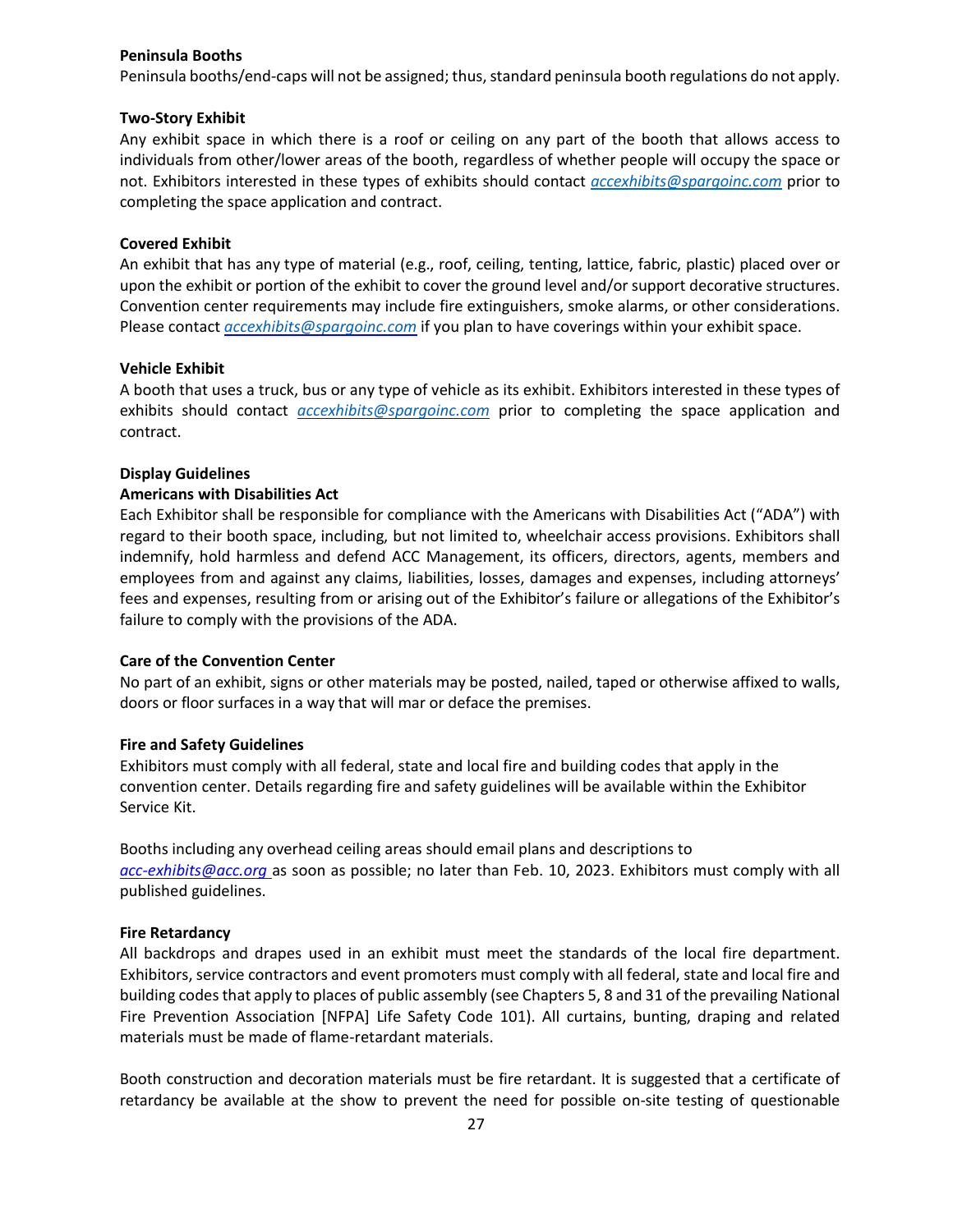**Peninsula Booths**

Peninsula booths/end-caps will not be assigned; thus, standard peninsula booth regulations do not apply.

**Two-Story Exhibit**

Any exhibit space in which there is a roof or ceiling on any part of the booth that allows access to individuals from other/lower areas of the booth, regardless of whether people will occupy the space or not. Exhibitors interested in these types of exhibits should contact *accexhibits@spargoinc.com* prior to completing the space application and contract.

**Covered Exhibit**

An exhibit that has any type of material (e.g., roof, ceiling, tenting, lattice, fabric, plastic) placed over or upon the exhibit or portion of the exhibit to cover the ground level and/or support decorative structures. Convention center requirements may include fire extinguishers, smoke alarms, or other considerations. Please contact *accexhibits@spargoinc.com* if you plan to have coverings within your exhibit space.

**Vehicle Exhibit**

A booth that uses a truck, bus or any type of vehicle as its exhibit. Exhibitors interested in these types of exhibits should contact *accexhibits@spargoinc.com* prior to completing the space application and contract.

**Display Guidelines**

**Americans with Disabilities Act**

Each Exhibitor shall be responsible for compliance with the Americans with Disabilities Act ("ADA") with regard to their booth space, including, but not limited to, wheelchair access provisions. Exhibitors shall indemnify, hold harmless and defend ACC Management, its officers, directors, agents, members and employees from and against any claims, liabilities, losses, damages and expenses, including attorneys' fees and expenses, resulting from or arising out of the Exhibitor's failure or allegations of the Exhibitor's failure to comply with the provisions of the ADA.

**Care of the Convention Center**

No part of an exhibit, signs or other materials may be posted, nailed, taped or otherwise affixed to walls, doors or floor surfaces in a way that will mar or deface the premises.

**Fire and Safety Guidelines**

Exhibitors must comply with all federal, state and local fire and building codes that apply in the convention center. Details regarding fire and safety guidelines will be available within the Exhibitor Service Kit.

Booths including any overhead ceiling areas should email plans and descriptions to *acc-exhibits@acc.org* as soon as possible; no later than Feb. 10, 2023. Exhibitors must comply with all published guidelines.

**Fire Retardancy**

All backdrops and drapes used in an exhibit must meet the standards of the local fire department. Exhibitors, service contractors and event promoters must comply with all federal, state and local fire and building codes that apply to places of public assembly (see Chapters 5, 8 and 31 of the prevailing National Fire Prevention Association [NFPA] Life Safety Code 101). All curtains, bunting, draping and related materials must be made of flame-retardant materials.

Booth construction and decoration materials must be fire retardant. It is suggested that a certificate of retardancy be available at the show to prevent the need for possible on-site testing of questionable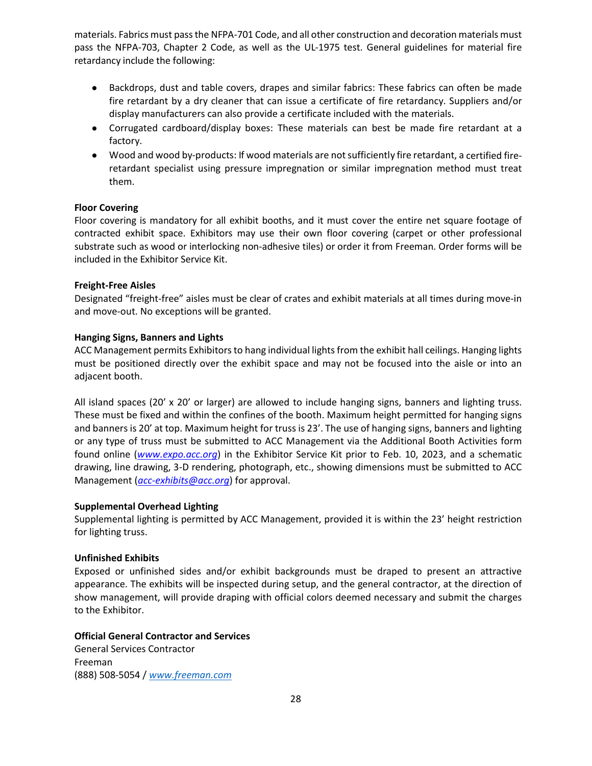materials. Fabrics must pass the NFPA-701 Code, and all other construction and decoration materials must pass the NFPA-703, Chapter 2 Code, as well as the UL-1975 test. General guidelines for material fire retardancy include the following:

- Backdrops, dust and table covers, drapes and similar fabrics: These fabrics can often be made fire retardant by a dry cleaner that can issue a certificate of fire retardancy. Suppliers and/or display manufacturers can also provide a certificate included with the materials.
- Corrugated cardboard/display boxes: These materials can best be made fire retardant at a factory.
- Wood and wood by-products: If wood materials are not sufficiently fire retardant, a certified fire-retardant specialist using pressure impregnation or similar impregnation method must treat them.

**Floor Covering**

Floor covering is mandatory for all exhibit booths, and it must cover the entire net square footage of contracted exhibit space. Exhibitors may use their own floor covering (carpet or other professional substrate such as wood or interlocking non-adhesive tiles) or order it from Freeman. Order forms will be included in the Exhibitor Service Kit.

**Freight-Free Aisles**

Designated "freight-free" aisles must be clear of crates and exhibit materials at all times during move-in and move-out. No exceptions will be granted.

**Hanging Signs, Banners and Lights**

ACC Management permits Exhibitors to hang individual lights from the exhibit hall ceilings. Hanging lights must be positioned directly over the exhibit space and may not be focused into the aisle or into an adjacent booth.

All island spaces (20' x 20' or larger) are allowed to include hanging signs, banners and lighting truss. These must be fixed and within the confines of the booth. Maximum height permitted for hanging signs and banners is 20' at top. Maximum height for truss is 23'. The use of hanging signs, banners and lighting or any type of truss must be submitted to ACC Management via the Additional Booth Activities form found online (*www.expo.acc.org*) in the Exhibitor Service Kit prior to Feb. 10, 2023, and a schematic drawing, line drawing, 3-D rendering, photograph, etc., showing dimensions must be submitted to ACC Management (*acc-exhibits@acc.org*) for approval.

**Supplemental Overhead Lighting**

Supplemental lighting is permitted by ACC Management, provided it is within the 23' height restriction for lighting truss.

**Unfinished Exhibits**

Exposed or unfinished sides and/or exhibit backgrounds must be draped to present an attractive appearance. The exhibits will be inspected during setup, and the general contractor, at the direction of show management, will provide draping with official colors deemed necessary and submit the charges to the Exhibitor.

**Official General Contractor and Services**

General Services Contractor
Freeman
(888) 508-5054 / www.freeman.com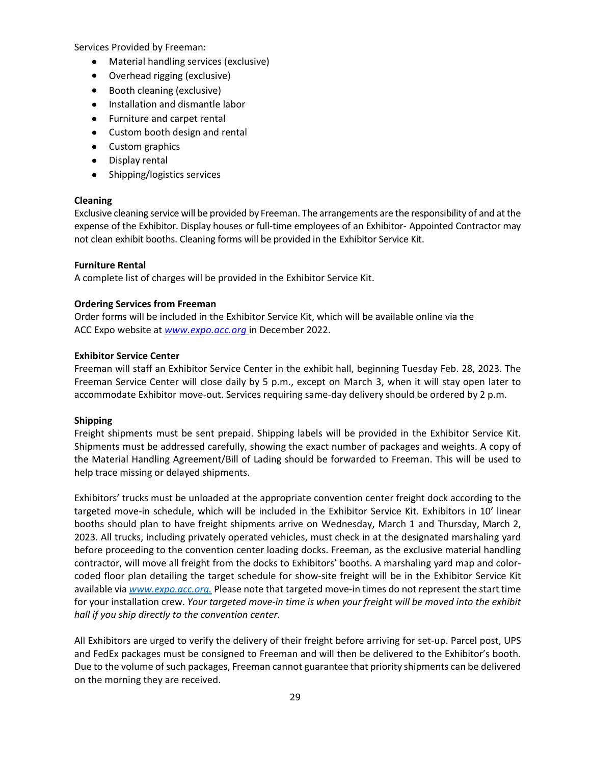Services Provided by Freeman:

- Material handling services (exclusive)
- Overhead rigging (exclusive)
- Booth cleaning (exclusive)
- Installation and dismantle labor
- Furniture and carpet rental
- Custom booth design and rental
- Custom graphics
- Display rental
- Shipping/logistics services

**Cleaning**
Exclusive cleaning service will be provided by Freeman. The arrangements are the responsibility of and at the expense of the Exhibitor. Display houses or full-time employees of an Exhibitor- Appointed Contractor may not clean exhibit booths. Cleaning forms will be provided in the Exhibitor Service Kit.

**Furniture Rental**
A complete list of charges will be provided in the Exhibitor Service Kit.

**Ordering Services from Freeman**
Order forms will be included in the Exhibitor Service Kit, which will be available online via the ACC Expo website at *www.expo.acc.org* in December 2022.

**Exhibitor Service Center**
Freeman will staff an Exhibitor Service Center in the exhibit hall, beginning Tuesday Feb. 28, 2023. The Freeman Service Center will close daily by 5 p.m., except on March 3, when it will stay open later to accommodate Exhibitor move-out. Services requiring same-day delivery should be ordered by 2 p.m.

**Shipping**
Freight shipments must be sent prepaid. Shipping labels will be provided in the Exhibitor Service Kit. Shipments must be addressed carefully, showing the exact number of packages and weights. A copy of the Material Handling Agreement/Bill of Lading should be forwarded to Freeman. This will be used to help trace missing or delayed shipments.

Exhibitors' trucks must be unloaded at the appropriate convention center freight dock according to the targeted move-in schedule, which will be included in the Exhibitor Service Kit. Exhibitors in 10' linear booths should plan to have freight shipments arrive on Wednesday, March 1 and Thursday, March 2, 2023. All trucks, including privately operated vehicles, must check in at the designated marshaling yard before proceeding to the convention center loading docks. Freeman, as the exclusive material handling contractor, will move all freight from the docks to Exhibitors' booths. A marshaling yard map and color-coded floor plan detailing the target schedule for show-site freight will be in the Exhibitor Service Kit available via *www.expo.acc.org.* Please note that targeted move-in times do not represent the start time for your installation crew. *Your targeted move-in time is when your freight will be moved into the exhibit hall if you ship directly to the convention center.*

All Exhibitors are urged to verify the delivery of their freight before arriving for set-up. Parcel post, UPS and FedEx packages must be consigned to Freeman and will then be delivered to the Exhibitor's booth. Due to the volume of such packages, Freeman cannot guarantee that priority shipments can be delivered on the morning they are received.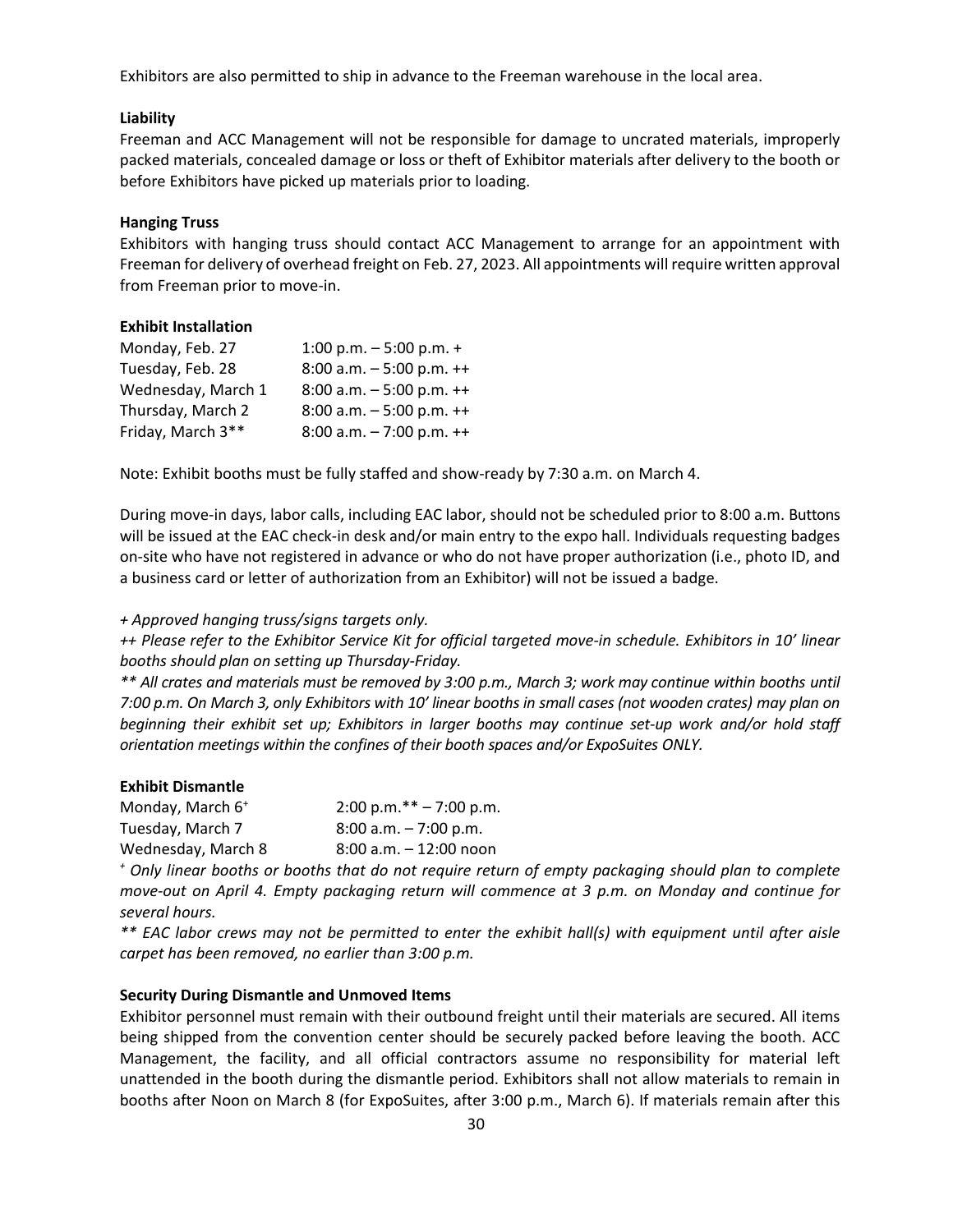Exhibitors are also permitted to ship in advance to the Freeman warehouse in the local area.

**Liability**

Freeman and ACC Management will not be responsible for damage to uncrated materials, improperly packed materials, concealed damage or loss or theft of Exhibitor materials after delivery to the booth or before Exhibitors have picked up materials prior to loading.

**Hanging Truss**

Exhibitors with hanging truss should contact ACC Management to arrange for an appointment with Freeman for delivery of overhead freight on Feb. 27, 2023. All appointments will require written approval from Freeman prior to move-in.

**Exhibit Installation**

| | |
|---|---|
| Monday, Feb. 27 | 1:00 p.m. – 5:00 p.m. + |
| Tuesday, Feb. 28 | 8:00 a.m. – 5:00 p.m. ++ |
| Wednesday, March 1 | 8:00 a.m. – 5:00 p.m. ++ |
| Thursday, March 2 | 8:00 a.m. – 5:00 p.m. ++ |
| Friday, March 3** | 8:00 a.m. – 7:00 p.m. ++ |

Note: Exhibit booths must be fully staffed and show-ready by 7:30 a.m. on March 4.

During move-in days, labor calls, including EAC labor, should not be scheduled prior to 8:00 a.m. Buttons will be issued at the EAC check-in desk and/or main entry to the expo hall. Individuals requesting badges on-site who have not registered in advance or who do not have proper authorization (i.e., photo ID, and a business card or letter of authorization from an Exhibitor) will not be issued a badge.

*+ Approved hanging truss/signs targets only.*

*++ Please refer to the Exhibitor Service Kit for official targeted move-in schedule. Exhibitors in 10' linear booths should plan on setting up Thursday-Friday.*

*** All crates and materials must be removed by 3:00 p.m., March 3; work may continue within booths until 7:00 p.m. On March 3, only Exhibitors with 10' linear booths in small cases (not wooden crates) may plan on beginning their exhibit set up; Exhibitors in larger booths may continue set-up work and/or hold staff orientation meetings within the confines of their booth spaces and/or ExpoSuites ONLY.*

**Exhibit Dismantle**

| | |
|---|---|
| Monday, March 6[+] | 2:00 p.m.** – 7:00 p.m. |
| Tuesday, March 7 | 8:00 a.m. – 7:00 p.m. |
| Wednesday, March 8 | 8:00 a.m. – 12:00 noon |

*[+] Only linear booths or booths that do not require return of empty packaging should plan to complete move-out on April 4. Empty packaging return will commence at 3 p.m. on Monday and continue for several hours.*

*** EAC labor crews may not be permitted to enter the exhibit hall(s) with equipment until after aisle carpet has been removed, no earlier than 3:00 p.m.*

**Security During Dismantle and Unmoved Items**

Exhibitor personnel must remain with their outbound freight until their materials are secured. All items being shipped from the convention center should be securely packed before leaving the booth. ACC Management, the facility, and all official contractors assume no responsibility for material left unattended in the booth during the dismantle period. Exhibitors shall not allow materials to remain in booths after Noon on March 8 (for ExpoSuites, after 3:00 p.m., March 6). If materials remain after this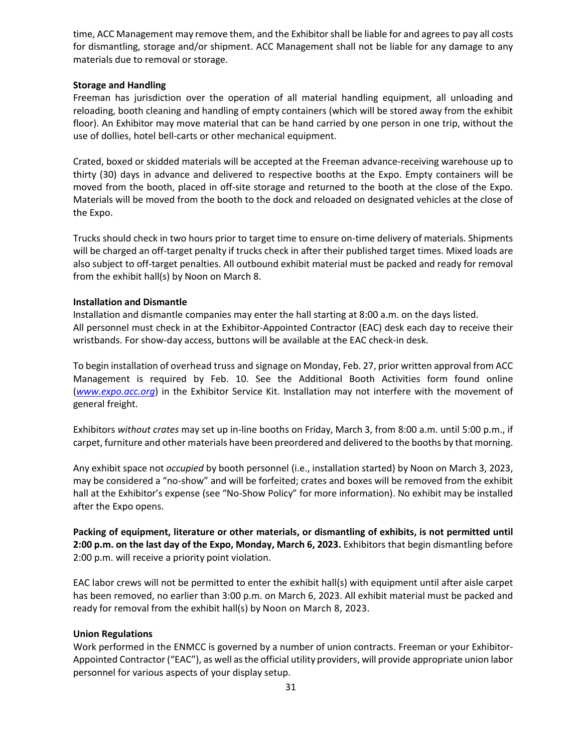time, ACC Management may remove them, and the Exhibitor shall be liable for and agrees to pay all costs for dismantling, storage and/or shipment. ACC Management shall not be liable for any damage to any materials due to removal or storage.

**Storage and Handling**

Freeman has jurisdiction over the operation of all material handling equipment, all unloading and reloading, booth cleaning and handling of empty containers (which will be stored away from the exhibit floor). An Exhibitor may move material that can be hand carried by one person in one trip, without the use of dollies, hotel bell-carts or other mechanical equipment.

Crated, boxed or skidded materials will be accepted at the Freeman advance-receiving warehouse up to thirty (30) days in advance and delivered to respective booths at the Expo. Empty containers will be moved from the booth, placed in off-site storage and returned to the booth at the close of the Expo. Materials will be moved from the booth to the dock and reloaded on designated vehicles at the close of the Expo.

Trucks should check in two hours prior to target time to ensure on-time delivery of materials. Shipments will be charged an off-target penalty if trucks check in after their published target times. Mixed loads are also subject to off-target penalties. All outbound exhibit material must be packed and ready for removal from the exhibit hall(s) by Noon on March 8.

**Installation and Dismantle**

Installation and dismantle companies may enter the hall starting at 8:00 a.m. on the days listed. All personnel must check in at the Exhibitor-Appointed Contractor (EAC) desk each day to receive their wristbands. For show-day access, buttons will be available at the EAC check-in desk.

To begin installation of overhead truss and signage on Monday, Feb. 27, prior written approval from ACC Management is required by Feb. 10. See the Additional Booth Activities form found online (*www.expo.acc.org*) in the Exhibitor Service Kit. Installation may not interfere with the movement of general freight.

Exhibitors *without crates* may set up in-line booths on Friday, March 3, from 8:00 a.m. until 5:00 p.m., if carpet, furniture and other materials have been preordered and delivered to the booths by that morning.

Any exhibit space not *occupied* by booth personnel (i.e., installation started) by Noon on March 3, 2023, may be considered a "no-show" and will be forfeited; crates and boxes will be removed from the exhibit hall at the Exhibitor's expense (see "No-Show Policy" for more information). No exhibit may be installed after the Expo opens.

**Packing of equipment, literature or other materials, or dismantling of exhibits, is not permitted until 2:00 p.m. on the last day of the Expo, Monday, March 6, 2023.** Exhibitors that begin dismantling before 2:00 p.m. will receive a priority point violation.

EAC labor crews will not be permitted to enter the exhibit hall(s) with equipment until after aisle carpet has been removed, no earlier than 3:00 p.m. on March 6, 2023. All exhibit material must be packed and ready for removal from the exhibit hall(s) by Noon on March 8, 2023.

**Union Regulations**

Work performed in the ENMCC is governed by a number of union contracts. Freeman or your Exhibitor-Appointed Contractor ("EAC"), as well as the official utility providers, will provide appropriate union labor personnel for various aspects of your display setup.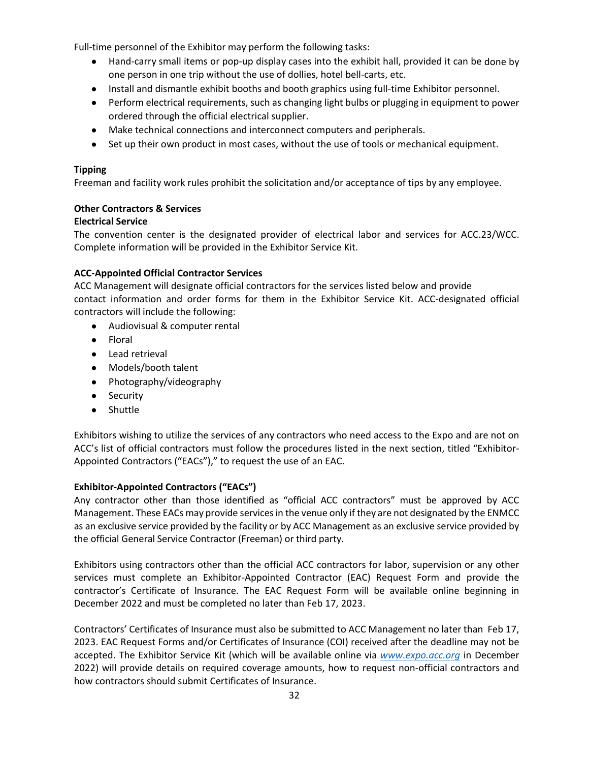Full-time personnel of the Exhibitor may perform the following tasks:

- Hand-carry small items or pop-up display cases into the exhibit hall, provided it can be done by one person in one trip without the use of dollies, hotel bell-carts, etc.
- Install and dismantle exhibit booths and booth graphics using full-time Exhibitor personnel.
- Perform electrical requirements, such as changing light bulbs or plugging in equipment to power ordered through the official electrical supplier.
- Make technical connections and interconnect computers and peripherals.
- Set up their own product in most cases, without the use of tools or mechanical equipment.

**Tipping**

Freeman and facility work rules prohibit the solicitation and/or acceptance of tips by any employee.

**Other Contractors & Services**

**Electrical Service**

The convention center is the designated provider of electrical labor and services for ACC.23/WCC. Complete information will be provided in the Exhibitor Service Kit.

**ACC-Appointed Official Contractor Services**

ACC Management will designate official contractors for the services listed below and provide contact information and order forms for them in the Exhibitor Service Kit. ACC-designated official contractors will include the following:

- Audiovisual & computer rental
- Floral
- Lead retrieval
- Models/booth talent
- Photography/videography
- Security
- Shuttle

Exhibitors wishing to utilize the services of any contractors who need access to the Expo and are not on ACC's list of official contractors must follow the procedures listed in the next section, titled "Exhibitor-Appointed Contractors ("EACs")," to request the use of an EAC.

**Exhibitor-Appointed Contractors ("EACs")**

Any contractor other than those identified as "official ACC contractors" must be approved by ACC Management. These EACs may provide services in the venue only if they are not designated by the ENMCC as an exclusive service provided by the facility or by ACC Management as an exclusive service provided by the official General Service Contractor (Freeman) or third party.

Exhibitors using contractors other than the official ACC contractors for labor, supervision or any other services must complete an Exhibitor-Appointed Contractor (EAC) Request Form and provide the contractor's Certificate of Insurance. The EAC Request Form will be available online beginning in December 2022 and must be completed no later than Feb 17, 2023.

Contractors' Certificates of Insurance must also be submitted to ACC Management no later than Feb 17, 2023. EAC Request Forms and/or Certificates of Insurance (COI) received after the deadline may not be accepted. The Exhibitor Service Kit (which will be available online via *www.expo.acc.org* in December 2022) will provide details on required coverage amounts, how to request non-official contractors and how contractors should submit Certificates of Insurance.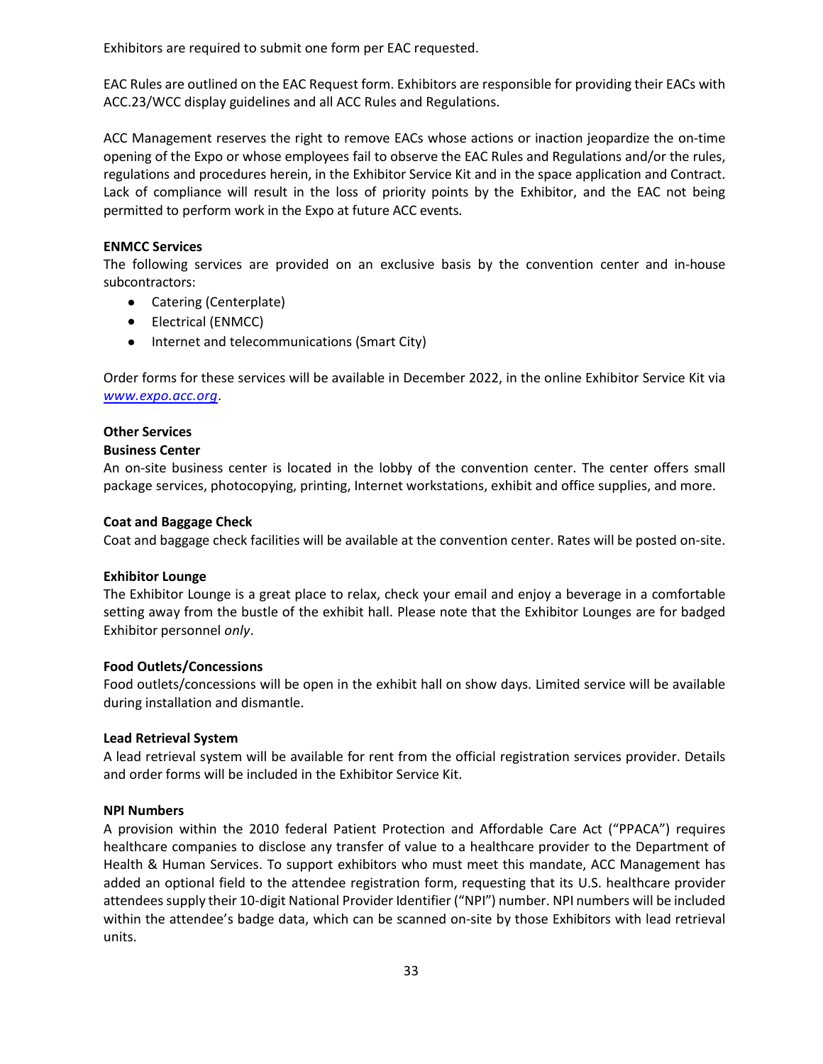Exhibitors are required to submit one form per EAC requested.

EAC Rules are outlined on the EAC Request form. Exhibitors are responsible for providing their EACs with ACC.23/WCC display guidelines and all ACC Rules and Regulations.

ACC Management reserves the right to remove EACs whose actions or inaction jeopardize the on-time opening of the Expo or whose employees fail to observe the EAC Rules and Regulations and/or the rules, regulations and procedures herein, in the Exhibitor Service Kit and in the space application and Contract. Lack of compliance will result in the loss of priority points by the Exhibitor, and the EAC not being permitted to perform work in the Expo at future ACC events.

**ENMCC Services**

The following services are provided on an exclusive basis by the convention center and in-house subcontractors:

- Catering (Centerplate)
- Electrical (ENMCC)
- Internet and telecommunications (Smart City)

Order forms for these services will be available in December 2022, in the online Exhibitor Service Kit via *www.expo.acc.org*.

**Other Services**

**Business Center**

An on-site business center is located in the lobby of the convention center. The center offers small package services, photocopying, printing, Internet workstations, exhibit and office supplies, and more.

**Coat and Baggage Check**

Coat and baggage check facilities will be available at the convention center. Rates will be posted on-site.

**Exhibitor Lounge**

The Exhibitor Lounge is a great place to relax, check your email and enjoy a beverage in a comfortable setting away from the bustle of the exhibit hall. Please note that the Exhibitor Lounges are for badged Exhibitor personnel *only*.

**Food Outlets/Concessions**

Food outlets/concessions will be open in the exhibit hall on show days. Limited service will be available during installation and dismantle.

**Lead Retrieval System**

A lead retrieval system will be available for rent from the official registration services provider. Details and order forms will be included in the Exhibitor Service Kit.

**NPI Numbers**

A provision within the 2010 federal Patient Protection and Affordable Care Act ("PPACA") requires healthcare companies to disclose any transfer of value to a healthcare provider to the Department of Health & Human Services. To support exhibitors who must meet this mandate, ACC Management has added an optional field to the attendee registration form, requesting that its U.S. healthcare provider attendees supply their 10-digit National Provider Identifier ("NPI") number. NPI numbers will be included within the attendee's badge data, which can be scanned on-site by those Exhibitors with lead retrieval units.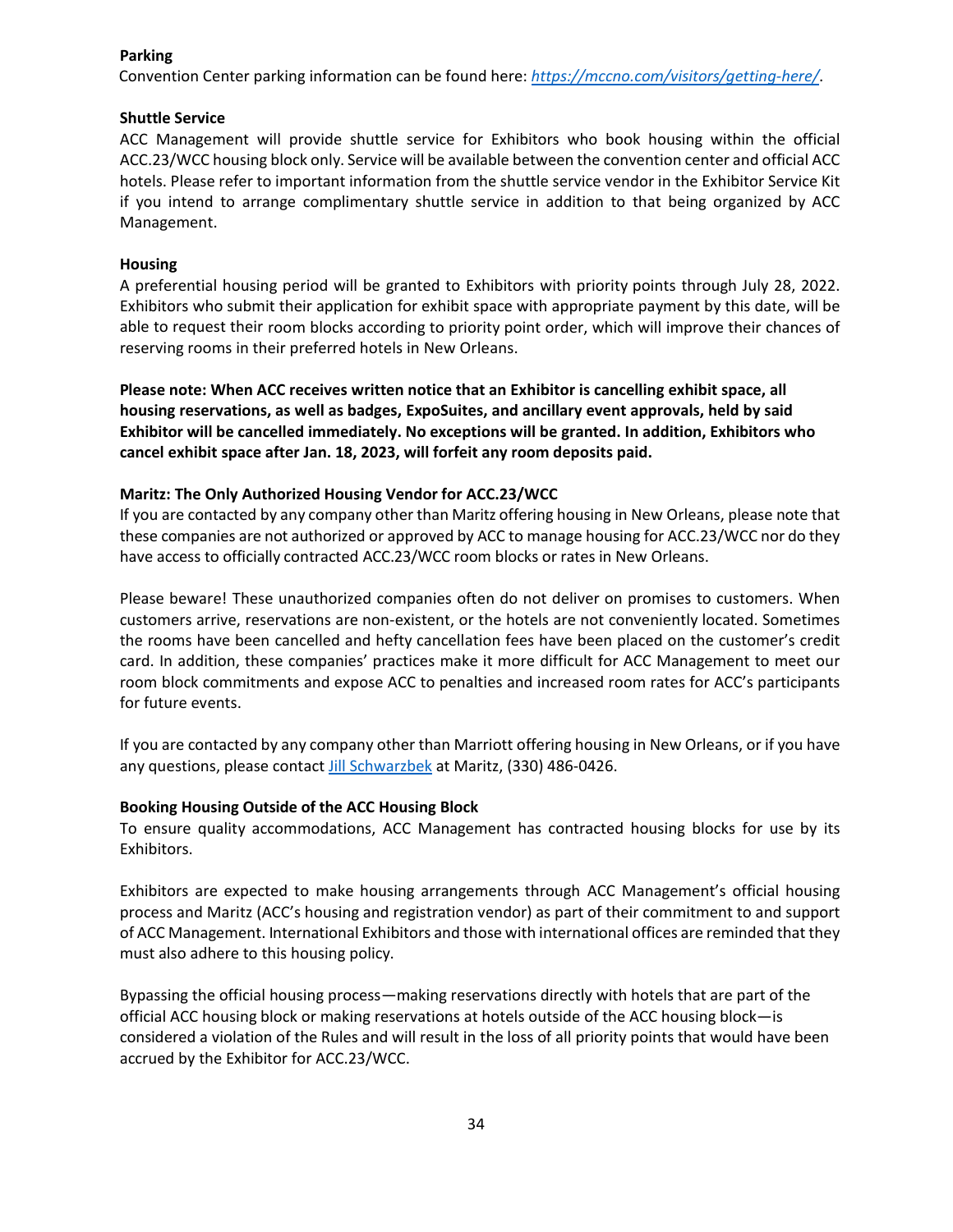**Parking**

Convention Center parking information can be found here: *https://mccno.com/visitors/getting-here/*.

**Shuttle Service**

ACC Management will provide shuttle service for Exhibitors who book housing within the official ACC.23/WCC housing block only. Service will be available between the convention center and official ACC hotels. Please refer to important information from the shuttle service vendor in the Exhibitor Service Kit if you intend to arrange complimentary shuttle service in addition to that being organized by ACC Management.

**Housing**

A preferential housing period will be granted to Exhibitors with priority points through July 28, 2022. Exhibitors who submit their application for exhibit space with appropriate payment by this date, will be able to request their room blocks according to priority point order, which will improve their chances of reserving rooms in their preferred hotels in New Orleans.

**Please note: When ACC receives written notice that an Exhibitor is cancelling exhibit space, all housing reservations, as well as badges, ExpoSuites, and ancillary event approvals, held by said Exhibitor will be cancelled immediately. No exceptions will be granted. In addition, Exhibitors who cancel exhibit space after Jan. 18, 2023, will forfeit any room deposits paid.**

**Maritz: The Only Authorized Housing Vendor for ACC.23/WCC**

If you are contacted by any company other than Maritz offering housing in New Orleans, please note that these companies are not authorized or approved by ACC to manage housing for ACC.23/WCC nor do they have access to officially contracted ACC.23/WCC room blocks or rates in New Orleans.

Please beware! These unauthorized companies often do not deliver on promises to customers. When customers arrive, reservations are non-existent, or the hotels are not conveniently located. Sometimes the rooms have been cancelled and hefty cancellation fees have been placed on the customer's credit card. In addition, these companies' practices make it more difficult for ACC Management to meet our room block commitments and expose ACC to penalties and increased room rates for ACC's participants for future events.

If you are contacted by any company other than Marriott offering housing in New Orleans, or if you have any questions, please contact Jill Schwarzbek at Maritz, (330) 486-0426.

**Booking Housing Outside of the ACC Housing Block**

To ensure quality accommodations, ACC Management has contracted housing blocks for use by its Exhibitors.

Exhibitors are expected to make housing arrangements through ACC Management's official housing process and Maritz (ACC's housing and registration vendor) as part of their commitment to and support of ACC Management. International Exhibitors and those with international offices are reminded that they must also adhere to this housing policy.

Bypassing the official housing process—making reservations directly with hotels that are part of the official ACC housing block or making reservations at hotels outside of the ACC housing block—is considered a violation of the Rules and will result in the loss of all priority points that would have been accrued by the Exhibitor for ACC.23/WCC.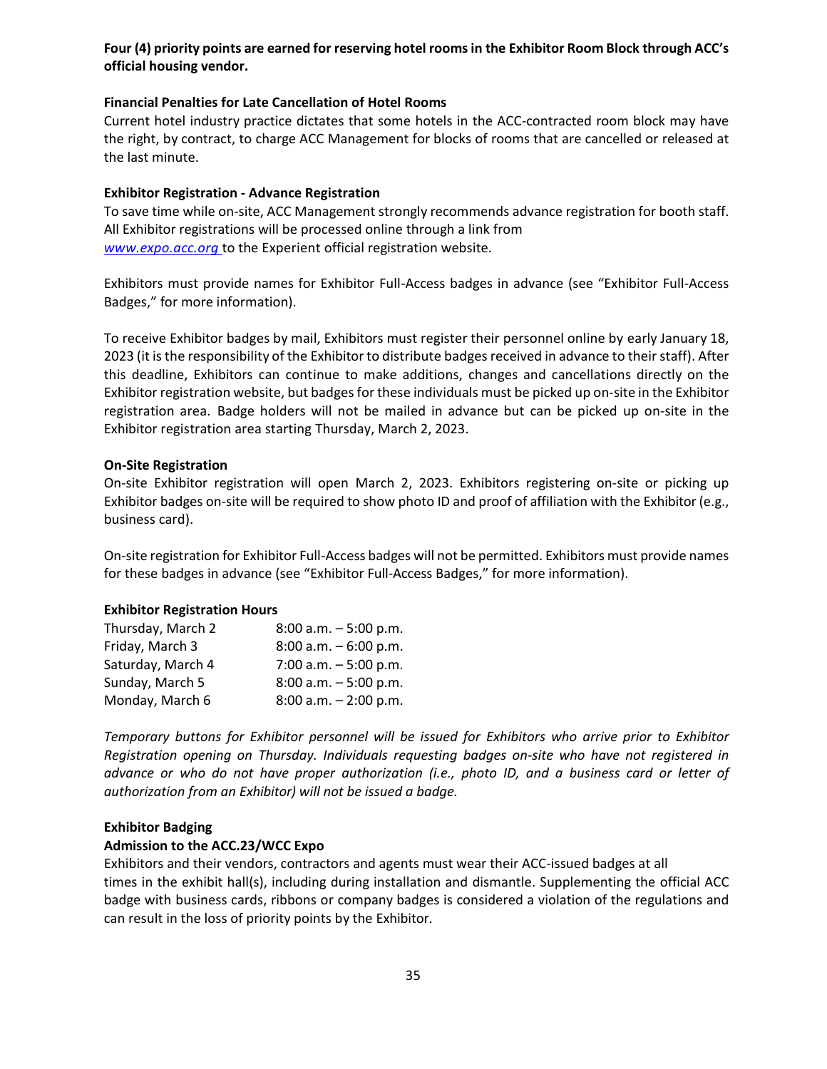**Four (4) priority points are earned for reserving hotel rooms in the Exhibitor Room Block through ACC's official housing vendor.**

**Financial Penalties for Late Cancellation of Hotel Rooms**

Current hotel industry practice dictates that some hotels in the ACC-contracted room block may have the right, by contract, to charge ACC Management for blocks of rooms that are cancelled or released at the last minute.

**Exhibitor Registration - Advance Registration**

To save time while on-site, ACC Management strongly recommends advance registration for booth staff. All Exhibitor registrations will be processed online through a link from *www.expo.acc.org* to the Experient official registration website.

Exhibitors must provide names for Exhibitor Full-Access badges in advance (see "Exhibitor Full-Access Badges," for more information).

To receive Exhibitor badges by mail, Exhibitors must register their personnel online by early January 18, 2023 (it is the responsibility of the Exhibitor to distribute badges received in advance to their staff). After this deadline, Exhibitors can continue to make additions, changes and cancellations directly on the Exhibitor registration website, but badges for these individuals must be picked up on-site in the Exhibitor registration area. Badge holders will not be mailed in advance but can be picked up on-site in the Exhibitor registration area starting Thursday, March 2, 2023.

**On-Site Registration**

On-site Exhibitor registration will open March 2, 2023. Exhibitors registering on-site or picking up Exhibitor badges on-site will be required to show photo ID and proof of affiliation with the Exhibitor (e.g., business card).

On-site registration for Exhibitor Full-Access badges will not be permitted. Exhibitors must provide names for these badges in advance (see "Exhibitor Full-Access Badges," for more information).

**Exhibitor Registration Hours**

| | |
|---|---|
| Thursday, March 2 | 8:00 a.m. – 5:00 p.m. |
| Friday, March 3 | 8:00 a.m. – 6:00 p.m. |
| Saturday, March 4 | 7:00 a.m. – 5:00 p.m. |
| Sunday, March 5 | 8:00 a.m. – 5:00 p.m. |
| Monday, March 6 | 8:00 a.m. – 2:00 p.m. |

*Temporary buttons for Exhibitor personnel will be issued for Exhibitors who arrive prior to Exhibitor Registration opening on Thursday. Individuals requesting badges on-site who have not registered in advance or who do not have proper authorization (i.e., photo ID, and a business card or letter of authorization from an Exhibitor) will not be issued a badge.*

**Exhibitor Badging**

**Admission to the ACC.23/WCC Expo**

Exhibitors and their vendors, contractors and agents must wear their ACC-issued badges at all times in the exhibit hall(s), including during installation and dismantle. Supplementing the official ACC badge with business cards, ribbons or company badges is considered a violation of the regulations and can result in the loss of priority points by the Exhibitor.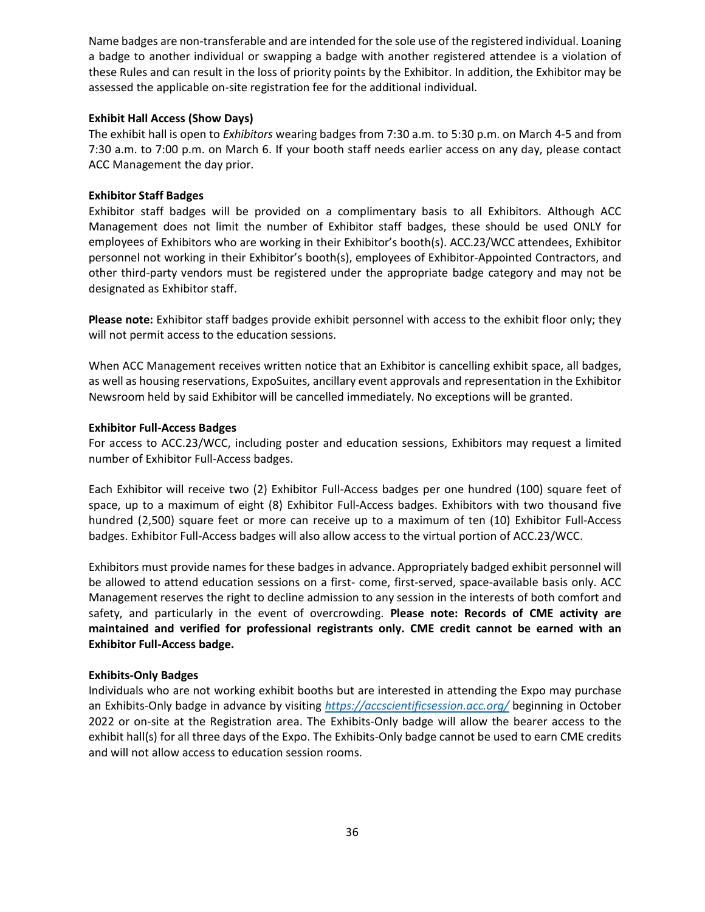Name badges are non-transferable and are intended for the sole use of the registered individual. Loaning a badge to another individual or swapping a badge with another registered attendee is a violation of these Rules and can result in the loss of priority points by the Exhibitor. In addition, the Exhibitor may be assessed the applicable on-site registration fee for the additional individual.

**Exhibit Hall Access (Show Days)**

The exhibit hall is open to *Exhibitors* wearing badges from 7:30 a.m. to 5:30 p.m. on March 4-5 and from 7:30 a.m. to 7:00 p.m. on March 6. If your booth staff needs earlier access on any day, please contact ACC Management the day prior.

**Exhibitor Staff Badges**

Exhibitor staff badges will be provided on a complimentary basis to all Exhibitors. Although ACC Management does not limit the number of Exhibitor staff badges, these should be used ONLY for employees of Exhibitors who are working in their Exhibitor's booth(s). ACC.23/WCC attendees, Exhibitor personnel not working in their Exhibitor's booth(s), employees of Exhibitor-Appointed Contractors, and other third-party vendors must be registered under the appropriate badge category and may not be designated as Exhibitor staff.

**Please note:** Exhibitor staff badges provide exhibit personnel with access to the exhibit floor only; they will not permit access to the education sessions.

When ACC Management receives written notice that an Exhibitor is cancelling exhibit space, all badges, as well as housing reservations, ExpoSuites, ancillary event approvals and representation in the Exhibitor Newsroom held by said Exhibitor will be cancelled immediately. No exceptions will be granted.

**Exhibitor Full-Access Badges**

For access to ACC.23/WCC, including poster and education sessions, Exhibitors may request a limited number of Exhibitor Full-Access badges.

Each Exhibitor will receive two (2) Exhibitor Full-Access badges per one hundred (100) square feet of space, up to a maximum of eight (8) Exhibitor Full-Access badges. Exhibitors with two thousand five hundred (2,500) square feet or more can receive up to a maximum of ten (10) Exhibitor Full-Access badges. Exhibitor Full-Access badges will also allow access to the virtual portion of ACC.23/WCC.

Exhibitors must provide names for these badges in advance. Appropriately badged exhibit personnel will be allowed to attend education sessions on a first- come, first-served, space-available basis only. ACC Management reserves the right to decline admission to any session in the interests of both comfort and safety, and particularly in the event of overcrowding. **Please note: Records of CME activity are maintained and verified for professional registrants only. CME credit cannot be earned with an Exhibitor Full-Access badge.**

**Exhibits-Only Badges**

Individuals who are not working exhibit booths but are interested in attending the Expo may purchase an Exhibits-Only badge in advance by visiting *https://accscientificsession.acc.org/* beginning in October 2022 or on-site at the Registration area. The Exhibits-Only badge will allow the bearer access to the exhibit hall(s) for all three days of the Expo. The Exhibits-Only badge cannot be used to earn CME credits and will not allow access to education session rooms.